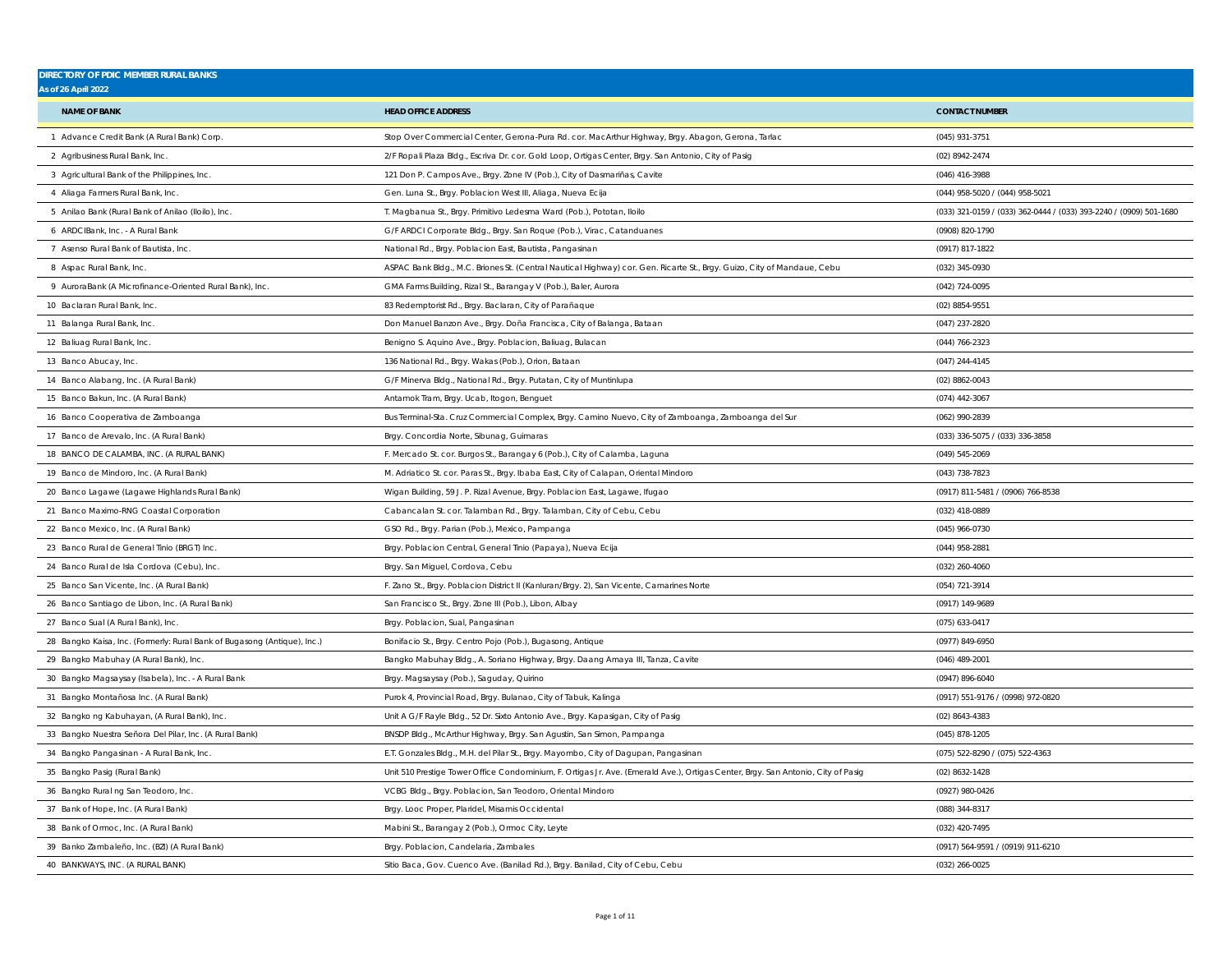**DIRECTORY OF PDIC MEMBER RURAL BANKS**
**As of 26 April 2022**

| NAME OF BANK | HEAD OFFICE ADDRESS | CONTACT NUMBER |
|---|---|---|
| 1 Advance Credit Bank (A Rural Bank) Corp. | Stop Over Commercial Center, Gerona-Pura Rd. cor. MacArthur Highway, Brgy. Abagon, Gerona, Tarlac | (045) 931-3751 |
| 2 Agribusiness Rural Bank, Inc. | 2/F Ropali Plaza Bldg., Escriva Dr. cor. Gold Loop, Ortigas Center, Brgy. San Antonio, City of Pasig | (02) 8942-2474 |
| 3 Agricultural Bank of the Philippines, Inc. | 121 Don P. Campos Ave., Brgy. Zone IV (Pob.), City of Dasmariñas, Cavite | (046) 416-3988 |
| 4 Aliaga Farmers Rural Bank, Inc. | Gen. Luna St., Brgy. Poblacion West III, Aliaga, Nueva Ecija | (044) 958-5020 / (044) 958-5021 |
| 5 Anilao Bank (Rural Bank of Anilao (Iloilo), Inc. | T. Magbanua St., Brgy. Primitivo Ledesma Ward (Pob.), Pototan, Iloilo | (033) 321-0159 / (033) 362-0444 / (033) 393-2240 / (0909) 501-1680 |
| 6 ARDCIBank, Inc. - A Rural Bank | G/F ARDCI Corporate Bldg., Brgy. San Roque (Pob.), Virac, Catanduanes | (0908) 820-1790 |
| 7 Asenso Rural Bank of Bautista, Inc. | National Rd., Brgy. Poblacion East, Bautista, Pangasinan | (0917) 817-1822 |
| 8 Aspac Rural Bank, Inc. | ASPAC Bank Bldg., M.C. Briones St. (Central Nautical Highway) cor. Gen. Ricarte St., Brgy. Guizo, City of Mandaue, Cebu | (032) 345-0930 |
| 9 AuroraBank (A Microfinance-Oriented Rural Bank), Inc. | GMA Farms Building, Rizal St., Barangay V (Pob.), Baler, Aurora | (042) 724-0095 |
| 10 Baclaran Rural Bank, Inc. | 83 Redemptorist Rd., Brgy. Baclaran, City of Parañaque | (02) 8854-9551 |
| 11 Balanga Rural Bank, Inc. | Don Manuel Banzon Ave., Brgy. Doña Francisca, City of Balanga, Bataan | (047) 237-2820 |
| 12 Baliuag Rural Bank, Inc. | Benigno S. Aquino Ave., Brgy. Poblacion, Baliuag, Bulacan | (044) 766-2323 |
| 13 Banco Abucay, Inc. | 136 National Rd., Brgy. Wakas (Pob.), Orion, Bataan | (047) 244-4145 |
| 14 Banco Alabang, Inc. (A Rural Bank) | G/F Minerva Bldg., National Rd., Brgy. Putatan, City of Muntinlupa | (02) 8862-0043 |
| 15 Banco Bakun, Inc. (A Rural Bank) | Antamok Tram, Brgy. Ucab, Itogon, Benguet | (074) 442-3067 |
| 16 Banco Cooperativa de Zamboanga | Bus Terminal-Sta. Cruz Commercial Complex, Brgy. Camino Nuevo, City of Zamboanga, Zamboanga del Sur | (062) 990-2839 |
| 17 Banco de Arevalo, Inc. (A Rural Bank) | Brgy. Concordia Norte, Sibunag, Guimaras | (033) 336-5075 / (033) 336-3858 |
| 18 BANCO DE CALAMBA, INC. (A RURAL BANK) | F. Mercado St. cor. Burgos St., Barangay 6 (Pob.), City of Calamba, Laguna | (049) 545-2069 |
| 19 Banco de Mindoro, Inc. (A Rural Bank) | M. Adriatico St. cor. Paras St., Brgy. Ibaba East, City of Calapan, Oriental Mindoro | (043) 738-7823 |
| 20 Banco Lagawe (Lagawe Highlands Rural Bank) | Wigan Building, 59 J. P. Rizal Avenue, Brgy. Poblacion East, Lagawe, Ifugao | (0917) 811-5481 / (0906) 766-8538 |
| 21 Banco Maximo-RNG Coastal Corporation | Cabancalan St. cor. Talamban Rd., Brgy. Talamban, City of Cebu, Cebu | (032) 418-0889 |
| 22 Banco Mexico, Inc. (A Rural Bank) | GSO Rd., Brgy. Parian (Pob.), Mexico, Pampanga | (045) 966-0730 |
| 23 Banco Rural de General Tinio (BRGT) Inc. | Brgy. Poblacion Central, General Tinio (Papaya), Nueva Ecija | (044) 958-2881 |
| 24 Banco Rural de Isla Cordova (Cebu), Inc. | Brgy. San Miguel, Cordova, Cebu | (032) 260-4060 |
| 25 Banco San Vicente, Inc. (A Rural Bank) | F. Zano St., Brgy. Poblacion District II (Kanluran/Brgy. 2), San Vicente, Camarines Norte | (054) 721-3914 |
| 26 Banco Santiago de Libon, Inc. (A Rural Bank) | San Francisco St., Brgy. Zone III (Pob.), Libon, Albay | (0917) 149-9689 |
| 27 Banco Sual (A Rural Bank), Inc. | Brgy. Poblacion, Sual, Pangasinan | (075) 633-0417 |
| 28 Bangko Kaisa, Inc. (Formerly: Rural Bank of Bugasong (Antique), Inc.) | Bonifacio St., Brgy. Centro Pojo (Pob.), Bugasong, Antique | (0977) 849-6950 |
| 29 Bangko Mabuhay (A Rural Bank), Inc. | Bangko Mabuhay Bldg., A. Soriano Highway, Brgy. Daang Amaya III, Tanza, Cavite | (046) 489-2001 |
| 30 Bangko Magsaysay (Isabela), Inc. - A Rural Bank | Brgy. Magsaysay (Pob.), Saguday, Quirino | (0947) 896-6040 |
| 31 Bangko Montañosa Inc. (A Rural Bank) | Purok 4, Provincial Road, Brgy. Bulanao, City of Tabuk, Kalinga | (0917) 551-9176 / (0998) 972-0820 |
| 32 Bangko ng Kabuhayan, (A Rural Bank), Inc. | Unit A G/F Rayle Bldg., 52 Dr. Sixto Antonio Ave., Brgy. Kapasigan, City of Pasig | (02) 8643-4383 |
| 33 Bangko Nuestra Señora Del Pilar, Inc. (A Rural Bank) | BNSDP Bldg., McArthur Highway, Brgy. San Agustin, San Simon, Pampanga | (045) 878-1205 |
| 34 Bangko Pangasinan - A Rural Bank, Inc. | E.T. Gonzales Bldg., M.H. del Pilar St., Brgy. Mayombo, City of Dagupan, Pangasinan | (075) 522-8290 / (075) 522-4363 |
| 35 Bangko Pasig (Rural Bank) | Unit 510 Prestige Tower Office Condominium, F. Ortigas Jr. Ave. (Emerald Ave.), Ortigas Center, Brgy. San Antonio, City of Pasig | (02) 8632-1428 |
| 36 Bangko Rural ng San Teodoro, Inc. | VCBG Bldg., Brgy. Poblacion, San Teodoro, Oriental Mindoro | (0927) 980-0426 |
| 37 Bank of Hope, Inc. (A Rural Bank) | Brgy. Looc Proper, Plaridel, Misamis Occidental | (088) 344-8317 |
| 38 Bank of Ormoc, Inc. (A Rural Bank) | Mabini St., Barangay 2 (Pob.), Ormoc City, Leyte | (032) 420-7495 |
| 39 Banko Zambaleño, Inc. (BZI) (A Rural Bank) | Brgy. Poblacion, Candelaria, Zambales | (0917) 564-9591 / (0919) 911-6210 |
| 40 BANKWAYS, INC. (A RURAL BANK) | Sitio Baca, Gov. Cuenco Ave. (Banilad Rd.), Brgy. Banilad, City of Cebu, Cebu | (032) 266-0025 |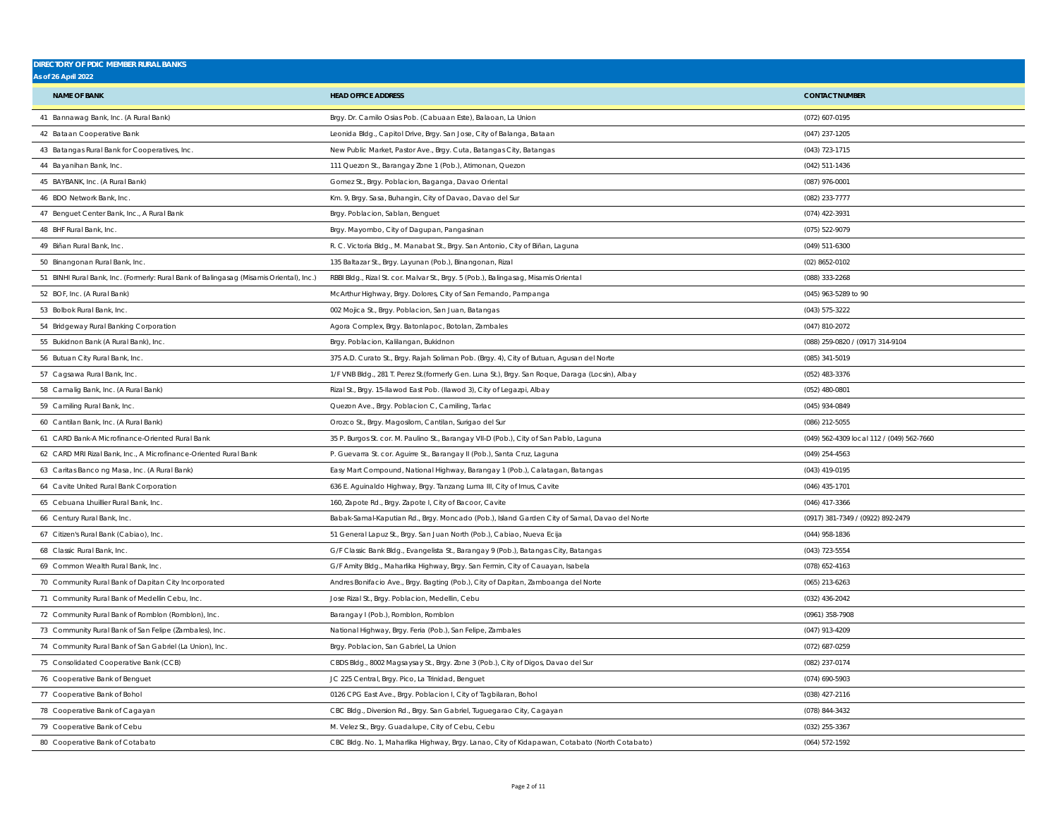**DIRECTORY OF PDIC MEMBER RURAL BANKS**
**As of 26 April 2022**

| NAME OF BANK | HEAD OFFICE ADDRESS | CONTACT NUMBER |
|---|---|---|
| 41 Bannawag Bank, Inc. (A Rural Bank) | Brgy. Dr. Camilo Osias Pob. (Cabuaan Este), Balaoan, La Union | (072) 607-0195 |
| 42 Bataan Cooperative Bank | Leonida Bldg., Capitol Drive, Brgy. San Jose, City of Balanga, Bataan | (047) 237-1205 |
| 43 Batangas Rural Bank for Cooperatives, Inc. | New Public Market, Pastor Ave., Brgy. Cuta, Batangas City, Batangas | (043) 723-1715 |
| 44 Bayanihan Bank, Inc. | 111 Quezon St., Barangay Zone 1 (Pob.), Atimonan, Quezon | (042) 511-1436 |
| 45 BAYBANK, Inc. (A Rural Bank) | Gomez St., Brgy. Poblacion, Baganga, Davao Oriental | (087) 976-0001 |
| 46 BDO Network Bank, Inc. | Km. 9, Brgy. Sasa, Buhangin, City of Davao, Davao del Sur | (082) 233-7777 |
| 47 Benguet Center Bank, Inc., A Rural Bank | Brgy. Poblacion, Sablan, Benguet | (074) 422-3931 |
| 48 BHF Rural Bank, Inc. | Brgy. Mayombo, City of Dagupan, Pangasinan | (075) 522-9079 |
| 49 Biñan Rural Bank, Inc. | R. C. Victoria Bldg., M. Manabat St., Brgy. San Antonio, City of Biñan, Laguna | (049) 511-6300 |
| 50 Binangonan Rural Bank, Inc. | 135 Baltazar St., Brgy. Layunan (Pob.), Binangonan, Rizal | (02) 8652-0102 |
| 51 BINHI Rural Bank, Inc. (Formerly: Rural Bank of Balingasag (Misamis Oriental), Inc.) | RBBI Bldg., Rizal St. cor. Malvar St., Brgy. 5 (Pob.), Balingasag, Misamis Oriental | (088) 333-2268 |
| 52 BOF, Inc. (A Rural Bank) | McArthur Highway, Brgy. Dolores, City of San Fernando, Pampanga | (045) 963-5289 to 90 |
| 53 Bolbok Rural Bank, Inc. | 002 Mojica St., Brgy. Poblacion, San Juan, Batangas | (043) 575-3222 |
| 54 Bridgeway Rural Banking Corporation | Agora Complex, Brgy. Batonlapoc, Botolan, Zambales | (047) 810-2072 |
| 55 Bukidnon Bank (A Rural Bank), Inc. | Brgy. Poblacion, Kalilangan, Bukidnon | (088) 259-0820 / (0917) 314-9104 |
| 56 Butuan City Rural Bank, Inc. | 375 A.D. Curato St., Brgy. Rajah Soliman Pob. (Brgy. 4), City of Butuan, Agusan del Norte | (085) 341-5019 |
| 57 Cagsawa Rural Bank, Inc. | 1/F VNB Bldg., 281 T. Perez St.(formerly Gen. Luna St.), Brgy. San Roque, Daraga (Locsin), Albay | (052) 483-3376 |
| 58 Camalig Bank, Inc. (A Rural Bank) | Rizal St., Brgy. 15-Ilawod East Pob. (Ilawod 3), City of Legazpi, Albay | (052) 480-0801 |
| 59 Camiling Rural Bank, Inc. | Quezon Ave., Brgy. Poblacion C, Camiling, Tarlac | (045) 934-0849 |
| 60 Cantilan Bank, Inc. (A Rural Bank) | Orozco St., Brgy. Magosilom, Cantilan, Surigao del Sur | (086) 212-5055 |
| 61 CARD Bank-A Microfinance-Oriented Rural Bank | 35 P. Burgos St. cor. M. Paulino St., Barangay VII-D (Pob.), City of San Pablo, Laguna | (049) 562-4309 local 112 / (049) 562-7660 |
| 62 CARD MRI Rizal Bank, Inc., A Microfinance-Oriented Rural Bank | P. Guevarra St. cor. Aguirre St., Barangay II (Pob.), Santa Cruz, Laguna | (049) 254-4563 |
| 63 Caritas Banco ng Masa, Inc. (A Rural Bank) | Easy Mart Compound, National Highway, Barangay 1 (Pob.), Calatagan, Batangas | (043) 419-0195 |
| 64 Cavite United Rural Bank Corporation | 636 E. Aguinaldo Highway, Brgy. Tanzang Luma III, City of Imus, Cavite | (046) 435-1701 |
| 65 Cebuana Lhuillier Rural Bank, Inc. | 160, Zapote Rd., Brgy. Zapote I, City of Bacoor, Cavite | (046) 417-3366 |
| 66 Century Rural Bank, Inc. | Babak-Samal-Kaputian Rd., Brgy. Moncado (Pob.), Island Garden City of Samal, Davao del Norte | (0917) 381-7349 / (0922) 892-2479 |
| 67 Citizen's Rural Bank (Cabiao), Inc. | 51 General Lapuz St., Brgy. San Juan North (Pob.), Cabiao, Nueva Ecija | (044) 958-1836 |
| 68 Classic Rural Bank, Inc. | G/F Classic Bank Bldg., Evangelista St., Barangay 9 (Pob.), Batangas City, Batangas | (043) 723-5554 |
| 69 Common Wealth Rural Bank, Inc. | G/F Amity Bldg., Maharlika Highway, Brgy. San Fermin, City of Cauayan, Isabela | (078) 652-4163 |
| 70 Community Rural Bank of Dapitan City Incorporated | Andres Bonifacio Ave., Brgy. Bagting (Pob.), City of Dapitan, Zamboanga del Norte | (065) 213-6263 |
| 71 Community Rural Bank of Medellin Cebu, Inc. | Jose Rizal St., Brgy. Poblacion, Medellin, Cebu | (032) 436-2042 |
| 72 Community Rural Bank of Romblon (Romblon), Inc. | Barangay I (Pob.), Romblon, Romblon | (0961) 358-7908 |
| 73 Community Rural Bank of San Felipe (Zambales), Inc. | National Highway, Brgy. Feria (Pob.), San Felipe, Zambales | (047) 913-4209 |
| 74 Community Rural Bank of San Gabriel (La Union), Inc. | Brgy. Poblacion, San Gabriel, La Union | (072) 687-0259 |
| 75 Consolidated Cooperative Bank (CCB) | CBDS Bldg., 8002 Magsaysay St., Brgy. Zone 3 (Pob.), City of Digos, Davao del Sur | (082) 237-0174 |
| 76 Cooperative Bank of Benguet | JC 225 Central, Brgy. Pico, La Trinidad, Benguet | (074) 690-5903 |
| 77 Cooperative Bank of Bohol | 0126 CPG East Ave., Brgy. Poblacion I, City of Tagbilaran, Bohol | (038) 427-2116 |
| 78 Cooperative Bank of Cagayan | CBC Bldg., Diversion Rd., Brgy. San Gabriel, Tuguegarao City, Cagayan | (078) 844-3432 |
| 79 Cooperative Bank of Cebu | M. Velez St., Brgy. Guadalupe, City of Cebu, Cebu | (032) 255-3367 |
| 80 Cooperative Bank of Cotabato | CBC Bldg. No. 1, Maharlika Highway, Brgy. Lanao, City of Kidapawan, Cotabato (North Cotabato) | (064) 572-1592 |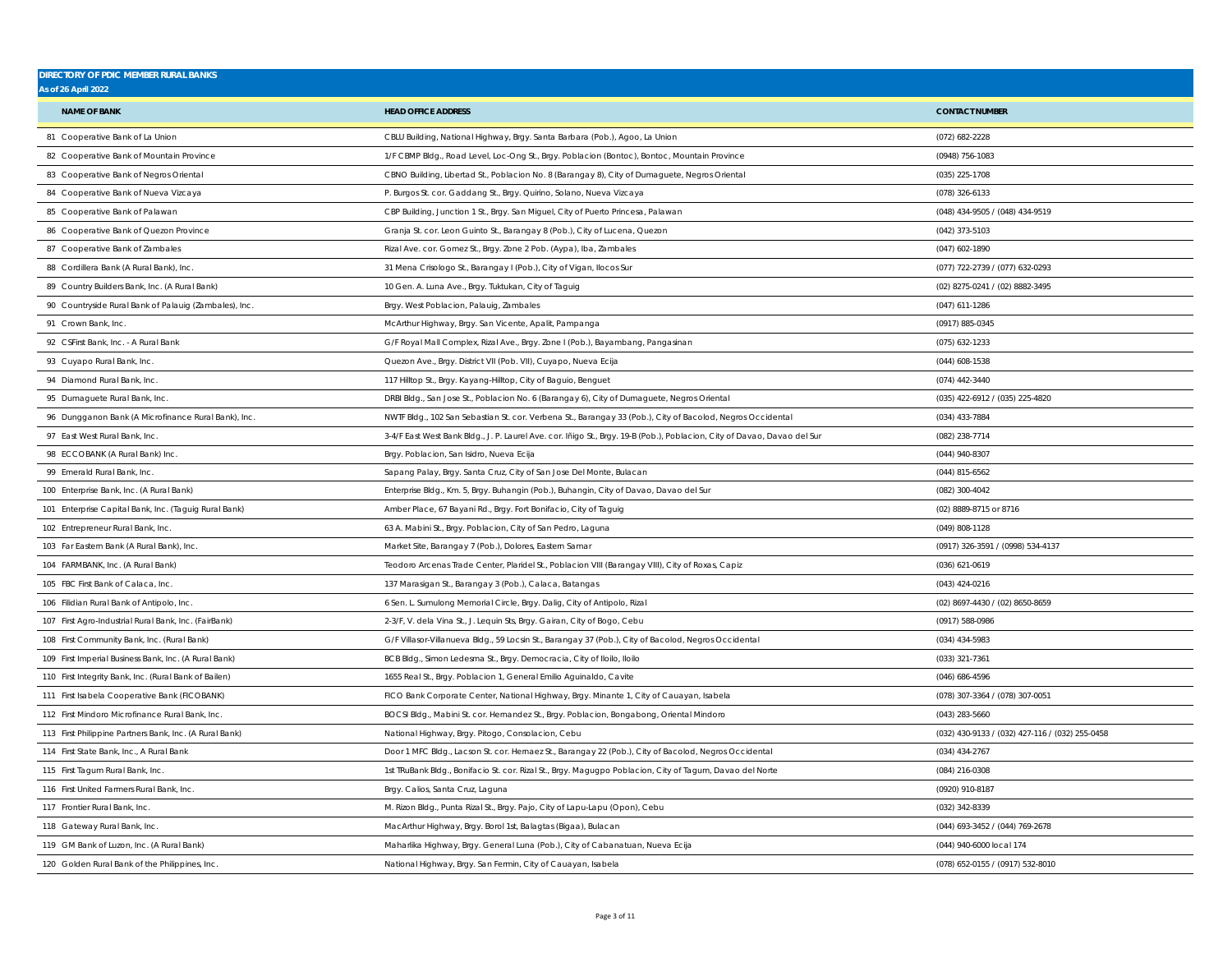**DIRECTORY OF PDIC MEMBER RURAL BANKS**
**As of 26 April 2022**

| | NAME OF BANK | HEAD OFFICE ADDRESS | CONTACT NUMBER |
|---|---|---|---|
| 81 | Cooperative Bank of La Union | CBLU Building, National Highway, Brgy. Santa Barbara (Pob.), Agoo, La Union | (072) 682-2228 |
| 82 | Cooperative Bank of Mountain Province | 1/F CBMP Bldg., Road Level, Loc-Ong St., Brgy. Poblacion (Bontoc), Bontoc, Mountain Province | (0948) 756-1083 |
| 83 | Cooperative Bank of Negros Oriental | CBNO Building, Libertad St., Poblacion No. 8 (Barangay 8), City of Dumaguete, Negros Oriental | (035) 225-1708 |
| 84 | Cooperative Bank of Nueva Vizcaya | P. Burgos St. cor. Gaddang St., Brgy. Quirino, Solano, Nueva Vizcaya | (078) 326-6133 |
| 85 | Cooperative Bank of Palawan | CBP Building, Junction 1 St., Brgy. San Miguel, City of Puerto Princesa, Palawan | (048) 434-9505 / (048) 434-9519 |
| 86 | Cooperative Bank of Quezon Province | Granja St. cor. Leon Guinto St., Barangay 8 (Pob.), City of Lucena, Quezon | (042) 373-5103 |
| 87 | Cooperative Bank of Zambales | Rizal Ave. cor. Gomez St., Brgy. Zone 2 Pob. (Aypa), Iba, Zambales | (047) 602-1890 |
| 88 | Cordillera Bank (A Rural Bank), Inc. | 31 Mena Crisologo St., Barangay I (Pob.), City of Vigan, Ilocos Sur | (077) 722-2739 / (077) 632-0293 |
| 89 | Country Builders Bank, Inc. (A Rural Bank) | 10 Gen. A. Luna Ave., Brgy. Tuktukan, City of Taguig | (02) 8275-0241 / (02) 8882-3495 |
| 90 | Countryside Rural Bank of Palauig (Zambales), Inc. | Brgy. West Poblacion, Palauig, Zambales | (047) 611-1286 |
| 91 | Crown Bank, Inc. | McArthur Highway, Brgy. San Vicente, Apalit, Pampanga | (0917) 885-0345 |
| 92 | CSFirst Bank, Inc. - A Rural Bank | G/F Royal Mall Complex, Rizal Ave., Brgy. Zone I (Pob.), Bayambang, Pangasinan | (075) 632-1233 |
| 93 | Cuyapo Rural Bank, Inc. | Quezon Ave., Brgy. District VII (Pob. VII), Cuyapo, Nueva Ecija | (044) 608-1538 |
| 94 | Diamond Rural Bank, Inc. | 117 Hilltop St., Brgy. Kayang-Hilltop, City of Baguio, Benguet | (074) 442-3440 |
| 95 | Dumaguete Rural Bank, Inc. | DRBI Bldg., San Jose St., Poblacion No. 6 (Barangay 6), City of Dumaguete, Negros Oriental | (035) 422-6912 / (035) 225-4820 |
| 96 | Dungganon Bank (A Microfinance Rural Bank), Inc. | NWTF Bldg., 102 San Sebastian St. cor. Verbena St., Barangay 33 (Pob.), City of Bacolod, Negros Occidental | (034) 433-7884 |
| 97 | East West Rural Bank, Inc. | 3-4/F East West Bank Bldg., J. P. Laurel Ave. cor. Iñigo St., Brgy. 19-B (Pob.), Poblacion, City of Davao, Davao del Sur | (082) 238-7714 |
| 98 | ECCOBANK (A Rural Bank) Inc. | Brgy. Poblacion, San Isidro, Nueva Ecija | (044) 940-8307 |
| 99 | Emerald Rural Bank, Inc. | Sapang Palay, Brgy. Santa Cruz, City of San Jose Del Monte, Bulacan | (044) 815-6562 |
| 100 | Enterprise Bank, Inc. (A Rural Bank) | Enterprise Bldg., Km. 5, Brgy. Buhangin (Pob.), Buhangin, City of Davao, Davao del Sur | (082) 300-4042 |
| 101 | Enterprise Capital Bank, Inc. (Taguig Rural Bank) | Amber Place, 67 Bayani Rd., Brgy. Fort Bonifacio, City of Taguig | (02) 8889-8715 or 8716 |
| 102 | Entrepreneur Rural Bank, Inc. | 63 A. Mabini St., Brgy. Poblacion, City of San Pedro, Laguna | (049) 808-1128 |
| 103 | Far Eastern Bank (A Rural Bank), Inc. | Market Site, Barangay 7 (Pob.), Dolores, Eastern Samar | (0917) 326-3591 / (0998) 534-4137 |
| 104 | FARMBANK, Inc. (A Rural Bank) | Teodoro Arcenas Trade Center, Plaridel St., Poblacion VIII (Barangay VIII), City of Roxas, Capiz | (036) 621-0619 |
| 105 | FBC First Bank of Calaca, Inc. | 137 Marasigan St., Barangay 3 (Pob.), Calaca, Batangas | (043) 424-0216 |
| 106 | Filidian Rural Bank of Antipolo, Inc. | 6 Sen. L. Sumulong Memorial Circle, Brgy. Dalig, City of Antipolo, Rizal | (02) 8697-4430 / (02) 8650-8659 |
| 107 | First Agro-Industrial Rural Bank, Inc. (FairBank) | 2-3/F, V. dela Vina St., J. Lequin Sts, Brgy. Gairan, City of Bogo, Cebu | (0917) 588-0986 |
| 108 | First Community Bank, Inc. (Rural Bank) | G/F Villasor-Villanueva Bldg., 59 Locsin St., Barangay 37 (Pob.), City of Bacolod, Negros Occidental | (034) 434-5983 |
| 109 | First Imperial Business Bank, Inc. (A Rural Bank) | BCB Bldg., Simon Ledesma St., Brgy. Democracia, City of Iloilo, Iloilo | (033) 321-7361 |
| 110 | First Integrity Bank, Inc. (Rural Bank of Bailen) | 1655 Real St., Brgy. Poblacion 1, General Emilio Aguinaldo, Cavite | (046) 686-4596 |
| 111 | First Isabela Cooperative Bank (FICOBANK) | FICO Bank Corporate Center, National Highway, Brgy. Minante 1, City of Cauayan, Isabela | (078) 307-3364 / (078) 307-0051 |
| 112 | First Mindoro Microfinance Rural Bank, Inc. | BOCSI Bldg., Mabini St. cor. Hernandez St., Brgy. Poblacion, Bongabong, Oriental Mindoro | (043) 283-5660 |
| 113 | First Philippine Partners Bank, Inc. (A Rural Bank) | National Highway, Brgy. Pitogo, Consolacion, Cebu | (032) 430-9133 / (032) 427-116 / (032) 255-0458 |
| 114 | First State Bank, Inc., A Rural Bank | Door 1 MFC Bldg., Lacson St. cor. Hernaez St., Barangay 22 (Pob.), City of Bacolod, Negros Occidental | (034) 434-2767 |
| 115 | First Tagum Rural Bank, Inc. | 1st TRuBank Bldg., Bonifacio St. cor. Rizal St., Brgy. Magugpo Poblacion, City of Tagum, Davao del Norte | (084) 216-0308 |
| 116 | First United Farmers Rural Bank, Inc. | Brgy. Calios, Santa Cruz, Laguna | (0920) 910-8187 |
| 117 | Frontier Rural Bank, Inc. | M. Rizon Bldg., Punta Rizal St., Brgy. Pajo, City of Lapu-Lapu (Opon), Cebu | (032) 342-8339 |
| 118 | Gateway Rural Bank, Inc. | MacArthur Highway, Brgy. Borol 1st, Balagtas (Bigaa), Bulacan | (044) 693-3452 / (044) 769-2678 |
| 119 | GM Bank of Luzon, Inc. (A Rural Bank) | Maharlika Highway, Brgy. General Luna (Pob.), City of Cabanatuan, Nueva Ecija | (044) 940-6000 local 174 |
| 120 | Golden Rural Bank of the Philippines, Inc. | National Highway, Brgy. San Fermin, City of Cauayan, Isabela | (078) 652-0155 / (0917) 532-8010 |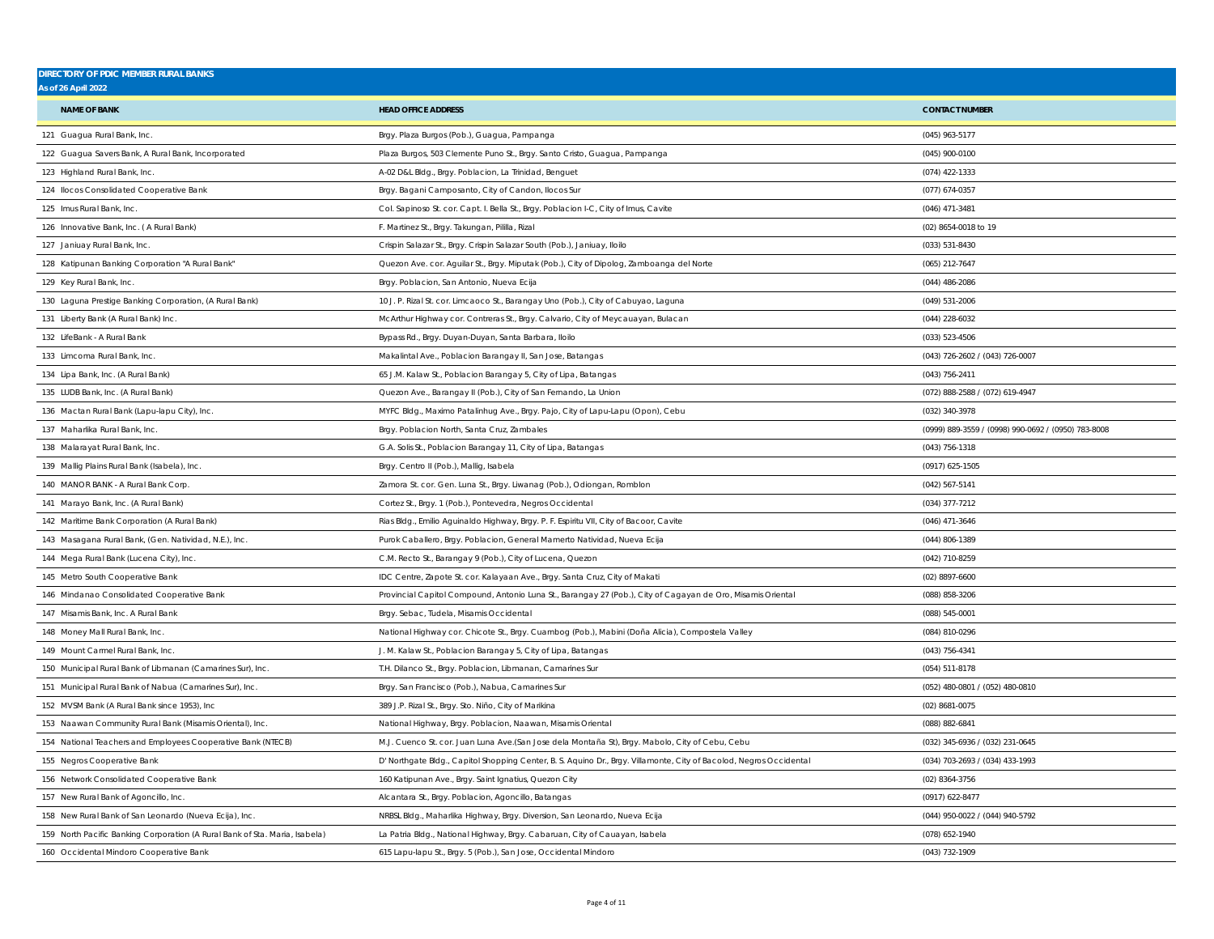**DIRECTORY OF PDIC MEMBER RURAL BANKS**
**As of 26 April 2022**

| NAME OF BANK | HEAD OFFICE ADDRESS | CONTACT NUMBER |
|---|---|---|
| 121 Guagua Rural Bank, Inc. | Brgy. Plaza Burgos (Pob.), Guagua, Pampanga | (045) 963-5177 |
| 122 Guagua Savers Bank, A Rural Bank, Incorporated | Plaza Burgos, 503 Clemente Puno St., Brgy. Santo Cristo, Guagua, Pampanga | (045) 900-0100 |
| 123 Highland Rural Bank, Inc. | A-02 D&L Bldg., Brgy. Poblacion, La Trinidad, Benguet | (074) 422-1333 |
| 124 Ilocos Consolidated Cooperative Bank | Brgy. Bagani Camposanto, City of Candon, Ilocos Sur | (077) 674-0357 |
| 125 Imus Rural Bank, Inc. | Col. Sapinoso St. cor. Capt. I. Bella St., Brgy. Poblacion I-C, City of Imus, Cavite | (046) 471-3481 |
| 126 Innovative Bank, Inc. ( A Rural Bank) | F. Martinez St., Brgy. Takungan, Pililla, Rizal | (02) 8654-0018 to 19 |
| 127 Janiuay Rural Bank, Inc. | Crispin Salazar St., Brgy. Crispin Salazar South (Pob.), Janiuay, Iloilo | (033) 531-8430 |
| 128 Katipunan Banking Corporation "A Rural Bank" | Quezon Ave. cor. Aguilar St., Brgy. Miputak (Pob.), City of Dipolog, Zamboanga del Norte | (065) 212-7647 |
| 129 Key Rural Bank, Inc. | Brgy. Poblacion, San Antonio, Nueva Ecija | (044) 486-2086 |
| 130 Laguna Prestige Banking Corporation, (A Rural Bank) | 10 J. P. Rizal St. cor. Limcaoco St., Barangay Uno (Pob.), City of Cabuyao, Laguna | (049) 531-2006 |
| 131 Liberty Bank (A Rural Bank) Inc. | McArthur Highway cor. Contreras St., Brgy. Calvario, City of Meycauayan, Bulacan | (044) 228-6032 |
| 132 LifeBank - A Rural Bank | Bypass Rd., Brgy. Duyan-Duyan, Santa Barbara, Iloilo | (033) 523-4506 |
| 133 Limcoma Rural Bank, Inc. | Makalintal Ave., Poblacion Barangay II, San Jose, Batangas | (043) 726-2602 / (043) 726-0007 |
| 134 Lipa Bank, Inc. (A Rural Bank) | 65 J.M. Kalaw St., Poblacion Barangay 5, City of Lipa, Batangas | (043) 756-2411 |
| 135 LUDB Bank, Inc. (A Rural Bank) | Quezon Ave., Barangay II (Pob.), City of San Fernando, La Union | (072) 888-2588 / (072) 619-4947 |
| 136 Mactan Rural Bank (Lapu-lapu City), Inc. | MYFC Bldg., Maximo Patalinhug Ave., Brgy. Pajo, City of Lapu-Lapu (Opon), Cebu | (032) 340-3978 |
| 137 Maharlika Rural Bank, Inc. | Brgy. Poblacion North, Santa Cruz, Zambales | (0999) 889-3559 / (0998) 990-0692 / (0950) 783-8008 |
| 138 Malarayat Rural Bank, Inc. | G.A. Solis St., Poblacion Barangay 11, City of Lipa, Batangas | (043) 756-1318 |
| 139 Mallig Plains Rural Bank (Isabela), Inc. | Brgy. Centro II (Pob.), Mallig, Isabela | (0917) 625-1505 |
| 140 MANOR BANK - A Rural Bank Corp. | Zamora St. cor. Gen. Luna St., Brgy. Liwanag (Pob.), Odiongan, Romblon | (042) 567-5141 |
| 141 Marayo Bank, Inc. (A Rural Bank) | Cortez St., Brgy. 1 (Pob.), Pontevedra, Negros Occidental | (034) 377-7212 |
| 142 Maritime Bank Corporation (A Rural Bank) | Rias Bldg., Emilio Aguinaldo Highway, Brgy. P. F. Espiritu VII, City of Bacoor, Cavite | (046) 471-3646 |
| 143 Masagana Rural Bank, (Gen. Natividad, N.E.), Inc. | Purok Caballero, Brgy. Poblacion, General Mamerto Natividad, Nueva Ecija | (044) 806-1389 |
| 144 Mega Rural Bank (Lucena City), Inc. | C.M. Recto St., Barangay 9 (Pob.), City of Lucena, Quezon | (042) 710-8259 |
| 145 Metro South Cooperative Bank | IDC Centre, Zapote St. cor. Kalayaan Ave., Brgy. Santa Cruz, City of Makati | (02) 8897-6600 |
| 146 Mindanao Consolidated Cooperative Bank | Provincial Capitol Compound, Antonio Luna St., Barangay 27 (Pob.), City of Cagayan de Oro, Misamis Oriental | (088) 858-3206 |
| 147 Misamis Bank, Inc. A Rural Bank | Brgy. Sebac, Tudela, Misamis Occidental | (088) 545-0001 |
| 148 Money Mall Rural Bank, Inc. | National Highway cor. Chicote St., Brgy. Cuambog (Pob.), Mabini (Doña Alicia), Compostela Valley | (084) 810-0296 |
| 149 Mount Carmel Rural Bank, Inc. | J. M. Kalaw St., Poblacion Barangay 5, City of Lipa, Batangas | (043) 756-4341 |
| 150 Municipal Rural Bank of Libmanan (Camarines Sur), Inc. | T.H. Dilanco St., Brgy. Poblacion, Libmanan, Camarines Sur | (054) 511-8178 |
| 151 Municipal Rural Bank of Nabua (Camarines Sur), Inc. | Brgy. San Francisco (Pob.), Nabua, Camarines Sur | (052) 480-0801 / (052) 480-0810 |
| 152 MVSM Bank (A Rural Bank since 1953), Inc | 389 J.P. Rizal St., Brgy. Sto. Niño, City of Marikina | (02) 8681-0075 |
| 153 Naawan Community Rural Bank (Misamis Oriental), Inc. | National Highway, Brgy. Poblacion, Naawan, Misamis Oriental | (088) 882-6841 |
| 154 National Teachers and Employees Cooperative Bank (NTECB) | M.J. Cuenco St. cor. Juan Luna Ave.(San Jose dela Montaña St), Brgy. Mabolo, City of Cebu, Cebu | (032) 345-6936 / (032) 231-0645 |
| 155 Negros Cooperative Bank | D' Northgate Bldg., Capitol Shopping Center, B. S. Aquino Dr., Brgy. Villamonte, City of Bacolod, Negros Occidental | (034) 703-2693 / (034) 433-1993 |
| 156 Network Consolidated Cooperative Bank | 160 Katipunan Ave., Brgy. Saint Ignatius, Quezon City | (02) 8364-3756 |
| 157 New Rural Bank of Agoncillo, Inc. | Alcantara St., Brgy. Poblacion, Agoncillo, Batangas | (0917) 622-8477 |
| 158 New Rural Bank of San Leonardo (Nueva Ecija), Inc. | NRBSL Bldg., Maharlika Highway, Brgy. Diversion, San Leonardo, Nueva Ecija | (044) 950-0022 / (044) 940-5792 |
| 159 North Pacific Banking Corporation (A Rural Bank of Sta. Maria, Isabela) | La Patria Bldg., National Highway, Brgy. Cabaruan, City of Cauayan, Isabela | (078) 652-1940 |
| 160 Occidental Mindoro Cooperative Bank | 615 Lapu-lapu St., Brgy. 5 (Pob.), San Jose, Occidental Mindoro | (043) 732-1909 |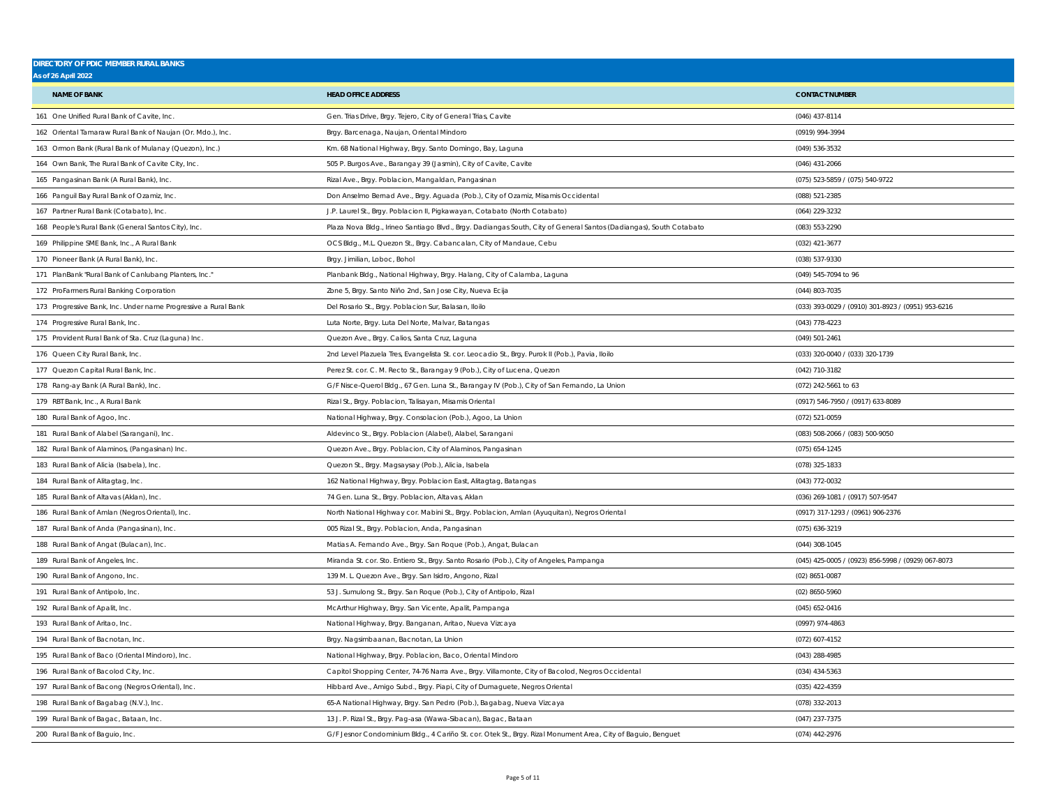**DIRECTORY OF PDIC MEMBER RURAL BANKS**
**As of 26 April 2022**

| NAME OF BANK | HEAD OFFICE ADDRESS | CONTACT NUMBER |
|---|---|---|
| 161 One Unified Rural Bank of Cavite, Inc. | Gen. Trias Drive, Brgy. Tejero, City of General Trias, Cavite | (046) 437-8114 |
| 162 Oriental Tamaraw Rural Bank of Naujan (Or. Mdo.), Inc. | Brgy. Barcenaga, Naujan, Oriental Mindoro | (0919) 994-3994 |
| 163 Ormon Bank (Rural Bank of Mulanay (Quezon), Inc.) | Km. 68 National Highway, Brgy. Santo Domingo, Bay, Laguna | (049) 536-3532 |
| 164 Own Bank, The Rural Bank of Cavite City, Inc. | 505 P. Burgos Ave., Barangay 39 (Jasmin), City of Cavite, Cavite | (046) 431-2066 |
| 165 Pangasinan Bank (A Rural Bank), Inc. | Rizal Ave., Brgy. Poblacion, Mangaldan, Pangasinan | (075) 523-5859 / (075) 540-9722 |
| 166 Panguil Bay Rural Bank of Ozamiz, Inc. | Don Anselmo Bernad Ave., Brgy. Aguada (Pob.), City of Ozamiz, Misamis Occidental | (088) 521-2385 |
| 167 Partner Rural Bank (Cotabato), Inc. | J.P. Laurel St., Brgy. Poblacion II, Pigkawayan, Cotabato (North Cotabato) | (064) 229-3232 |
| 168 People's Rural Bank (General Santos City), Inc. | Plaza Nova Bldg., Irineo Santiago Blvd., Brgy. Dadiangas South, City of General Santos (Dadiangas), South Cotabato | (083) 553-2290 |
| 169 Philippine SME Bank, Inc., A Rural Bank | OCS Bldg., M.L. Quezon St., Brgy. Cabancalan, City of Mandaue, Cebu | (032) 421-3677 |
| 170 Pioneer Bank (A Rural Bank), Inc. | Brgy. Jimilian, Loboc, Bohol | (038) 537-9330 |
| 171 PlanBank "Rural Bank of Canlubang Planters, Inc." | Planbank Bldg., National Highway, Brgy. Halang, City of Calamba, Laguna | (049) 545-7094 to 96 |
| 172 ProFarmers Rural Banking Corporation | Zone 5, Brgy. Santo Niño 2nd, San Jose City, Nueva Ecija | (044) 803-7035 |
| 173 Progressive Bank, Inc. Under name Progressive a Rural Bank | Del Rosario St., Brgy. Poblacion Sur, Balasan, Iloilo | (033) 393-0029 / (0910) 301-8923 / (0951) 953-6216 |
| 174 Progressive Rural Bank, Inc. | Luta Norte, Brgy. Luta Del Norte, Malvar, Batangas | (043) 778-4223 |
| 175 Provident Rural Bank of Sta. Cruz (Laguna) Inc. | Quezon Ave., Brgy. Calios, Santa Cruz, Laguna | (049) 501-2461 |
| 176 Queen City Rural Bank, Inc. | 2nd Level Plazuela Tres, Evangelista St. cor. Leocadio St., Brgy. Purok II (Pob.), Pavia, Iloilo | (033) 320-0040 / (033) 320-1739 |
| 177 Quezon Capital Rural Bank, Inc. | Perez St. cor. C. M. Recto St., Barangay 9 (Pob.), City of Lucena, Quezon | (042) 710-3182 |
| 178 Rang-ay Bank (A Rural Bank), Inc. | G/F Nisce-Querol Bldg., 67 Gen. Luna St., Barangay IV (Pob.), City of San Fernando, La Union | (072) 242-5661 to 63 |
| 179 RBT Bank, Inc., A Rural Bank | Rizal St., Brgy. Poblacion, Talisayan, Misamis Oriental | (0917) 546-7950 / (0917) 633-8089 |
| 180 Rural Bank of Agoo, Inc. | National Highway, Brgy. Consolacion (Pob.), Agoo, La Union | (072) 521-0059 |
| 181 Rural Bank of Alabel (Sarangani), Inc. | Aldevinco St., Brgy. Poblacion (Alabel), Alabel, Sarangani | (083) 508-2066 / (083) 500-9050 |
| 182 Rural Bank of Alaminos, (Pangasinan) Inc. | Quezon Ave., Brgy. Poblacion, City of Alaminos, Pangasinan | (075) 654-1245 |
| 183 Rural Bank of Alicia (Isabela), Inc. | Quezon St., Brgy. Magsaysay (Pob.), Alicia, Isabela | (078) 325-1833 |
| 184 Rural Bank of Alitagtag, Inc. | 162 National Highway, Brgy. Poblacion East, Alitagtag, Batangas | (043) 772-0032 |
| 185 Rural Bank of Altavas (Aklan), Inc. | 74 Gen. Luna St., Brgy. Poblacion, Altavas, Aklan | (036) 269-1081 / (0917) 507-9547 |
| 186 Rural Bank of Amlan (Negros Oriental), Inc. | North National Highway cor. Mabini St., Brgy. Poblacion, Amlan (Ayuquitan), Negros Oriental | (0917) 317-1293 / (0961) 906-2376 |
| 187 Rural Bank of Anda (Pangasinan), Inc. | 005 Rizal St., Brgy. Poblacion, Anda, Pangasinan | (075) 636-3219 |
| 188 Rural Bank of Angat (Bulacan), Inc. | Matias A. Fernando Ave., Brgy. San Roque (Pob.), Angat, Bulacan | (044) 308-1045 |
| 189 Rural Bank of Angeles, Inc. | Miranda St. cor. Sto. Entiero St., Brgy. Santo Rosario (Pob.), City of Angeles, Pampanga | (045) 425-0005 / (0923) 856-5998 / (0929) 067-8073 |
| 190 Rural Bank of Angono, Inc. | 139 M. L. Quezon Ave., Brgy. San Isidro, Angono, Rizal | (02) 8651-0087 |
| 191 Rural Bank of Antipolo, Inc. | 53 J. Sumulong St., Brgy. San Roque (Pob.), City of Antipolo, Rizal | (02) 8650-5960 |
| 192 Rural Bank of Apalit, Inc. | McArthur Highway, Brgy. San Vicente, Apalit, Pampanga | (045) 652-0416 |
| 193 Rural Bank of Aritao, Inc. | National Highway, Brgy. Banganan, Aritao, Nueva Vizcaya | (0997) 974-4863 |
| 194 Rural Bank of Bacnotan, Inc. | Brgy. Nagsimbaanan, Bacnotan, La Union | (072) 607-4152 |
| 195 Rural Bank of Baco (Oriental Mindoro), Inc. | National Highway, Brgy. Poblacion, Baco, Oriental Mindoro | (043) 288-4985 |
| 196 Rural Bank of Bacolod City, Inc. | Capitol Shopping Center, 74-76 Narra Ave., Brgy. Villamonte, City of Bacolod, Negros Occidental | (034) 434-5363 |
| 197 Rural Bank of Bacong (Negros Oriental), Inc. | Hibbard Ave., Amigo Subd., Brgy. Piapi, City of Dumaguete, Negros Oriental | (035) 422-4359 |
| 198 Rural Bank of Bagabag (N.V.), Inc. | 65-A National Highway, Brgy. San Pedro (Pob.), Bagabag, Nueva Vizcaya | (078) 332-2013 |
| 199 Rural Bank of Bagac, Bataan, Inc. | 13 J. P. Rizal St., Brgy. Pag-asa (Wawa-Sibacan), Bagac, Bataan | (047) 237-7375 |
| 200 Rural Bank of Baguio, Inc. | G/F Jesnor Condominium Bldg., 4 Cariño St. cor. Otek St., Brgy. Rizal Monument Area, City of Baguio, Benguet | (074) 442-2976 |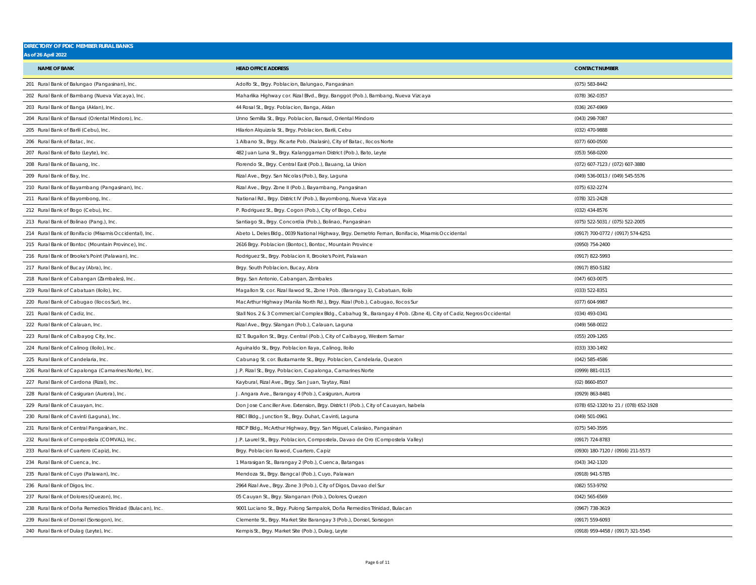**DIRECTORY OF PDIC MEMBER RURAL BANKS**
**As of 26 April 2022**

| NAME OF BANK | HEAD OFFICE ADDRESS | CONTACT NUMBER |
|---|---|---|
| 201 Rural Bank of Balungao (Pangasinan), Inc. | Adolfo St., Brgy. Poblacion, Balungao, Pangasinan | (075) 583-8442 |
| 202 Rural Bank of Bambang (Nueva Vizcaya), Inc. | Maharlika Highway cor. Rizal Blvd., Brgy. Banggot (Pob.), Bambang, Nueva Vizcaya | (078) 362-0357 |
| 203 Rural Bank of Banga (Aklan), Inc. | 44 Rosal St., Brgy. Poblacion, Banga, Aklan | (036) 267-6969 |
| 204 Rural Bank of Bansud (Oriental Mindoro), Inc. | Unno Semilla St., Brgy. Poblacion, Bansud, Oriental Mindoro | (043) 298-7087 |
| 205 Rural Bank of Barili (Cebu), Inc. | Hilarion Alquizola St., Brgy. Poblacion, Barili, Cebu | (032) 470-9888 |
| 206 Rural Bank of Batac, Inc. | 1 Albano St., Brgy. Ricarte Pob. (Nalasin), City of Batac, Ilocos Norte | (077) 600-0500 |
| 207 Rural Bank of Bato (Leyte), Inc. | 482 Juan Luna St., Brgy. Kalanggaman District (Pob.), Bato, Leyte | (053) 568-0200 |
| 208 Rural Bank of Bauang, Inc. | Florendo St., Brgy. Central East (Pob.), Bauang, La Union | (072) 607-7123 / (072) 607-3880 |
| 209 Rural Bank of Bay, Inc. | Rizal Ave., Brgy. San Nicolas (Pob.), Bay, Laguna | (049) 536-0013 / (049) 545-5576 |
| 210 Rural Bank of Bayambang (Pangasinan), Inc. | Rizal Ave., Brgy. Zone II (Pob.), Bayambang, Pangasinan | (075) 632-2274 |
| 211 Rural Bank of Bayombong, Inc. | National Rd., Brgy. District IV (Pob.), Bayombong, Nueva Vizcaya | (078) 321-2428 |
| 212 Rural Bank of Bogo (Cebu), Inc. | P. Rodriguez St., Brgy. Cogon (Pob.), City of Bogo, Cebu | (032) 434-8576 |
| 213 Rural Bank of Bolinao (Pang.), Inc. | Santiago St., Brgy. Concordia (Pob.), Bolinao, Pangasinan | (075) 522-5031 / (075) 522-2005 |
| 214 Rural Bank of Bonifacio (Misamis Occidental), Inc. | Abeto L. Deles Bldg., 0039 National Highway, Brgy. Demetrio Fernan, Bonifacio, Misamis Occidental | (0917) 700-0772 / (0917) 574-6251 |
| 215 Rural Bank of Bontoc (Mountain Province), Inc. | 2616 Brgy. Poblacion (Bontoc), Bontoc, Mountain Province | (0950) 754-2400 |
| 216 Rural Bank of Brooke's Point (Palawan), Inc. | Rodriguez St., Brgy. Poblacion II, Brooke's Point, Palawan | (0917) 822-5993 |
| 217 Rural Bank of Bucay (Abra), Inc. | Brgy. South Poblacion, Bucay, Abra | (0917) 850-5182 |
| 218 Rural Bank of Cabangan (Zambales), Inc. | Brgy. San Antonio, Cabangan, Zambales | (047) 603-0075 |
| 219 Rural Bank of Cabatuan (Iloilo), Inc. | Magallon St. cor. Rizal Ilawod St., Zone I Pob. (Barangay 1), Cabatuan, Iloilo | (033) 522-8351 |
| 220 Rural Bank of Cabugao (Ilocos Sur), Inc. | MacArthur Highway (Manila North Rd.), Brgy. Rizal (Pob.), Cabugao, Ilocos Sur | (077) 604-9987 |
| 221 Rural Bank of Cadiz, Inc. | Stall Nos. 2 & 3 Commercial Complex Bldg., Cabahug St., Barangay 4 Pob. (Zone 4), City of Cadiz, Negros Occidental | (034) 493-0341 |
| 222 Rural Bank of Calauan, Inc. | Rizal Ave., Brgy. Silangan (Pob.), Calauan, Laguna | (049) 568-0022 |
| 223 Rural Bank of Calbayog City, Inc. | 82 T. Bugallon St., Brgy. Central (Pob.), City of Calbayog, Western Samar | (055) 209-1265 |
| 224 Rural Bank of Calinog (Iloilo), Inc. | Aguinaldo St., Brgy. Poblacion Ilaya, Calinog, Iloilo | (033) 330-1492 |
| 225 Rural Bank of Candelaria, Inc. | Cabunag St. cor. Bustamante St., Brgy. Poblacion, Candelaria, Quezon | (042) 585-4586 |
| 226 Rural Bank of Capalonga (Camarines Norte), Inc. | J.P. Rizal St., Brgy. Poblacion, Capalonga, Camarines Norte | (0999) 881-0115 |
| 227 Rural Bank of Cardona (Rizal), Inc. | Kaybural, Rizal Ave., Brgy. San Juan, Taytay, Rizal | (02) 8660-8507 |
| 228 Rural Bank of Casiguran (Aurora), Inc. | J. Angara Ave., Barangay 4 (Pob.), Casiguran, Aurora | (0929) 863-8481 |
| 229 Rural Bank of Cauayan, Inc. | Don Jose Canciller Ave. Extension, Brgy. District I (Pob.), City of Cauayan, Isabela | (078) 652-1320 to 21 / (078) 652-1928 |
| 230 Rural Bank of Cavinti (Laguna), Inc. | RBCI Bldg., Junction St., Brgy. Duhat, Cavinti, Laguna | (049) 501-0961 |
| 231 Rural Bank of Central Pangasinan, Inc. | RBCP Bldg., McArthur Highway, Brgy. San Miguel, Calasiao, Pangasinan | (075) 540-3595 |
| 232 Rural Bank of Compostela (COMVAL), Inc. | J.P. Laurel St., Brgy. Poblacion, Compostela, Davao de Oro (Compostela Valley) | (0917) 724-8783 |
| 233 Rural Bank of Cuartero (Capiz), Inc. | Brgy. Poblacion Ilawod, Cuartero, Capiz | (0930) 180-7120 / (0916) 211-5573 |
| 234 Rural Bank of Cuenca, Inc. | 1 Marasigan St., Barangay 2 (Pob.), Cuenca, Batangas | (043) 342-1320 |
| 235 Rural Bank of Cuyo (Palawan), Inc. | Mendoza St., Brgy. Bangcal (Pob.), Cuyo, Palawan | (0918) 941-5785 |
| 236 Rural Bank of Digos, Inc. | 2964 Rizal Ave., Brgy. Zone 3 (Pob.), City of Digos, Davao del Sur | (082) 553-9792 |
| 237 Rural Bank of Dolores (Quezon), Inc. | 05 Cauyan St., Brgy. Silanganan (Pob.), Dolores, Quezon | (042) 565-6569 |
| 238 Rural Bank of Doña Remedios Trinidad (Bulacan), Inc. | 9001 Luciano St., Brgy. Pulong Sampalok, Doña Remedios Trinidad, Bulacan | (0967) 738-3619 |
| 239 Rural Bank of Donsol (Sorsogon), Inc. | Clemente St., Brgy. Market Site Barangay 3 (Pob.), Donsol, Sorsogon | (0917) 559-6093 |
| 240 Rural Bank of Dulag (Leyte), Inc. | Kempis St., Brgy. Market Site (Pob.), Dulag, Leyte | (0918) 959-4458 / (0917) 321-5545 |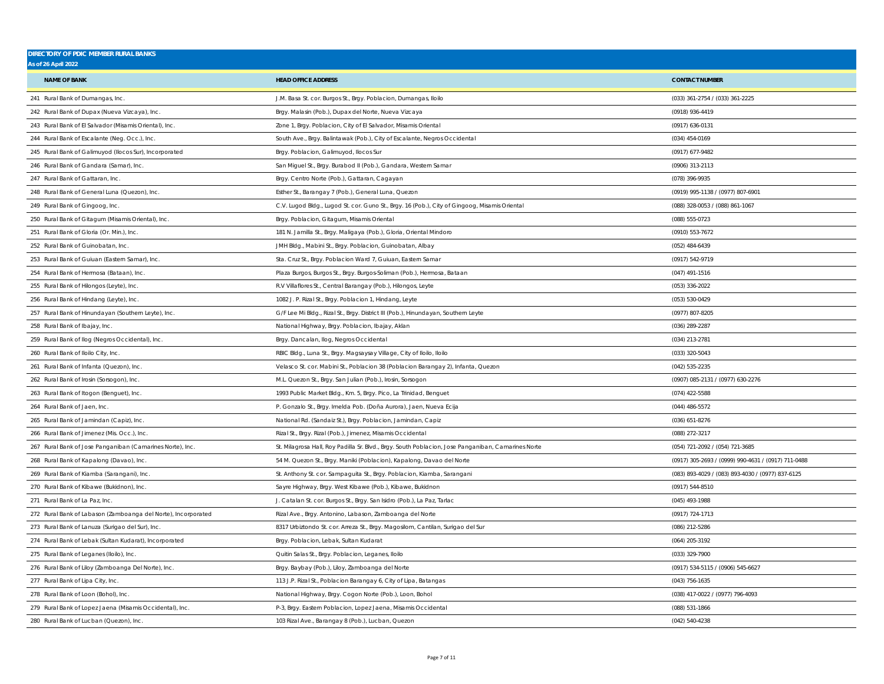**DIRECTORY OF PDIC MEMBER RURAL BANKS**
**As of 26 April 2022**

| NAME OF BANK | HEAD OFFICE ADDRESS | CONTACT NUMBER |
|---|---|---|
| 241 Rural Bank of Dumangas, Inc. | J.M. Basa St. cor. Burgos St., Brgy. Poblacion, Dumangas, Iloilo | (033) 361-2754 / (033) 361-2225 |
| 242 Rural Bank of Dupax (Nueva Vizcaya), Inc. | Brgy. Malasin (Pob.), Dupax del Norte, Nueva Vizcaya | (0918) 936-4419 |
| 243 Rural Bank of El Salvador (Misamis Oriental), Inc. | Zone 1, Brgy. Poblacion, City of El Salvador, Misamis Oriental | (0917) 636-0131 |
| 244 Rural Bank of Escalante (Neg. Occ.), Inc. | South Ave., Brgy. Balintawak (Pob.), City of Escalante, Negros Occidental | (034) 454-0169 |
| 245 Rural Bank of Galimuyod (Ilocos Sur), Incorporated | Brgy. Poblacion, Galimuyod, Ilocos Sur | (0917) 677-9482 |
| 246 Rural Bank of Gandara (Samar), Inc. | San Miguel St., Brgy. Burabod II (Pob.), Gandara, Western Samar | (0906) 313-2113 |
| 247 Rural Bank of Gattaran, Inc. | Brgy. Centro Norte (Pob.), Gattaran, Cagayan | (078) 396-9935 |
| 248 Rural Bank of General Luna (Quezon), Inc. | Esther St., Barangay 7 (Pob.), General Luna, Quezon | (0919) 995-1138 / (0977) 807-6901 |
| 249 Rural Bank of Gingoog, Inc. | C.V. Lugod Bldg., Lugod St. cor. Guno St., Brgy. 16 (Pob.), City of Gingoog, Misamis Oriental | (088) 328-0053 / (088) 861-1067 |
| 250 Rural Bank of Gitagum (Misamis Oriental), Inc. | Brgy. Poblacion, Gitagum, Misamis Oriental | (088) 555-0723 |
| 251 Rural Bank of Gloria (Or. Min.), Inc. | 181 N. Jamilla St., Brgy. Maligaya (Pob.), Gloria, Oriental Mindoro | (0910) 553-7672 |
| 252 Rural Bank of Guinobatan, Inc. | JMH Bldg., Mabini St., Brgy. Poblacion, Guinobatan, Albay | (052) 484-6439 |
| 253 Rural Bank of Guiuan (Eastern Samar), Inc. | Sta. Cruz St., Brgy. Poblacion Ward 7, Guiuan, Eastern Samar | (0917) 542-9719 |
| 254 Rural Bank of Hermosa (Bataan), Inc. | Plaza Burgos, Burgos St., Brgy. Burgos-Soliman (Pob.), Hermosa, Bataan | (047) 491-1516 |
| 255 Rural Bank of Hilongos (Leyte), Inc. | R.V Villaflores St., Central Barangay (Pob.), Hilongos, Leyte | (053) 336-2022 |
| 256 Rural Bank of Hindang (Leyte), Inc. | 1082 J. P. Rizal St., Brgy. Poblacion 1, Hindang, Leyte | (053) 530-0429 |
| 257 Rural Bank of Hinundayan (Southern Leyte), Inc. | G/F Lee Mi Bldg., Rizal St., Brgy. District III (Pob.), Hinundayan, Southern Leyte | (0977) 807-8205 |
| 258 Rural Bank of Ibajay, Inc. | National Highway, Brgy. Poblacion, Ibajay, Aklan | (036) 289-2287 |
| 259 Rural Bank of Ilog (Negros Occidental), Inc. | Brgy. Dancalan, Ilog, Negros Occidental | (034) 213-2781 |
| 260 Rural Bank of Iloilo City, Inc. | RBIC Bldg., Luna St., Brgy. Magsaysay Village, City of Iloilo, Iloilo | (033) 320-5043 |
| 261 Rural Bank of Infanta (Quezon), Inc. | Velasco St. cor. Mabini St., Poblacion 38 (Poblacion Barangay 2), Infanta, Quezon | (042) 535-2235 |
| 262 Rural Bank of Irosin (Sorsogon), Inc. | M.L. Quezon St., Brgy. San Julian (Pob.), Irosin, Sorsogon | (0907) 085-2131 / (0977) 630-2276 |
| 263 Rural Bank of Itogon (Benguet), Inc. | 1993 Public Market Bldg., Km. 5, Brgy. Pico, La Trinidad, Benguet | (074) 422-5588 |
| 264 Rural Bank of Jaen, Inc. | P. Gonzalo St., Brgy. Imelda Pob. (Doña Aurora), Jaen, Nueva Ecija | (044) 486-5572 |
| 265 Rural Bank of Jamindan (Capiz), Inc. | National Rd. (Sandaiz St.), Brgy. Poblacion, Jamindan, Capiz | (036) 651-8276 |
| 266 Rural Bank of Jimenez (Mis. Occ.), Inc. | Rizal St., Brgy. Rizal (Pob.), Jimenez, Misamis Occidental | (088) 272-3217 |
| 267 Rural Bank of Jose Panganiban (Camarines Norte), Inc. | St. Milagrosa Hall, Roy Padilla Sr. Blvd., Brgy. South Poblacion, Jose Panganiban, Camarines Norte | (054) 721-2092 / (054) 721-3685 |
| 268 Rural Bank of Kapalong (Davao), Inc. | 54 M. Quezon St., Brgy. Maniki (Poblacion), Kapalong, Davao del Norte | (0917) 305-2693 / (0999) 990-4631 / (0917) 711-0488 |
| 269 Rural Bank of Kiamba (Sarangani), Inc. | St. Anthony St. cor. Sampaguita St., Brgy. Poblacion, Kiamba, Sarangani | (083) 893-4029 / (083) 893-4030 / (0977) 837-6125 |
| 270 Rural Bank of Kibawe (Bukidnon), Inc. | Sayre Highway, Brgy. West Kibawe (Pob.), Kibawe, Bukidnon | (0917) 544-8510 |
| 271 Rural Bank of La Paz, Inc. | J. Catalan St. cor. Burgos St., Brgy. San Isidro (Pob.), La Paz, Tarlac | (045) 493-1988 |
| 272 Rural Bank of Labason (Zamboanga del Norte), Incorporated | Rizal Ave., Brgy. Antonino, Labason, Zamboanga del Norte | (0917) 724-1713 |
| 273 Rural Bank of Lanuza (Surigao del Sur), Inc. | 8317 Urbiztondo St. cor. Arreza St., Brgy. Magosilom, Cantilan, Surigao del Sur | (086) 212-5286 |
| 274 Rural Bank of Lebak (Sultan Kudarat), Incorporated | Brgy. Poblacion, Lebak, Sultan Kudarat | (064) 205-3192 |
| 275 Rural Bank of Leganes (Iloilo), Inc. | Quitin Salas St., Brgy. Poblacion, Leganes, Iloilo | (033) 329-7900 |
| 276 Rural Bank of Liloy (Zamboanga Del Norte), Inc. | Brgy. Baybay (Pob.), Liloy, Zamboanga del Norte | (0917) 534-5115 / (0906) 545-6627 |
| 277 Rural Bank of Lipa City, Inc. | 113 J.P. Rizal St., Poblacion Barangay 6, City of Lipa, Batangas | (043) 756-1635 |
| 278 Rural Bank of Loon (Bohol), Inc. | National Highway, Brgy. Cogon Norte (Pob.), Loon, Bohol | (038) 417-0022 / (0977) 796-4093 |
| 279 Rural Bank of Lopez Jaena (Misamis Occidental), Inc. | P-3, Brgy. Eastern Poblacion, Lopez Jaena, Misamis Occidental | (088) 531-1866 |
| 280 Rural Bank of Lucban (Quezon), Inc. | 103 Rizal Ave., Barangay 8 (Pob.), Lucban, Quezon | (042) 540-4238 |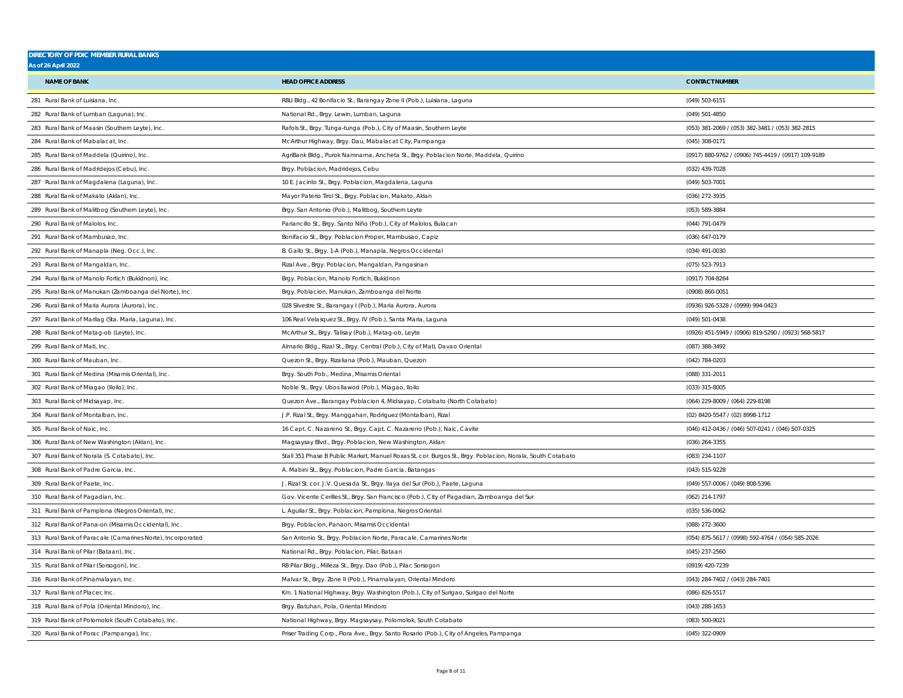**DIRECTORY OF PDIC MEMBER RURAL BANKS**
**As of 26 April 2022**

| NAME OF BANK | HEAD OFFICE ADDRESS | CONTACT NUMBER |
|---|---|---|
| 281 Rural Bank of Luisiana, Inc. | RBLI Bldg., 42 Bonifacio St., Barangay Zone II (Pob.), Luisiana, Laguna | (049) 503-6151 |
| 282 Rural Bank of Lumban (Laguna), Inc. | National Rd., Brgy. Lewin, Lumban, Laguna | (049) 501-4850 |
| 283 Rural Bank of Maasin (Southern Leyte), Inc. | Rafols St., Brgy. Tunga-tunga (Pob.), City of Maasin, Southern Leyte | (053) 381-2069 / (053) 382-3481 / (053) 382-2815 |
| 284 Rural Bank of Mabalacat, Inc. | McArthur Highway, Brgy. Dau, Mabalacat City, Pampanga | (045) 308-0171 |
| 285 Rural Bank of Maddela (Quirino), Inc. | AgriBank Bldg., Purok Narnnarna, Ancheta St., Brgy. Poblacion Norte, Maddela, Quirino | (0917) 880-9762 / (0906) 745-4419 / (0917) 109-9189 |
| 286 Rural Bank of Madridejos (Cebu), Inc. | Brgy. Poblacion, Madridejos, Cebu | (032) 439-7028 |
| 287 Rural Bank of Magdalena (Laguna), Inc. | 10 E. Jacinto St., Brgy. Poblacion, Magdalena, Laguna | (049) 503-7001 |
| 288 Rural Bank of Makato (Aklan), Inc. | Mayor Paterio Tirol St., Brgy. Poblacion, Makato, Aklan | (036) 272-3935 |
| 289 Rural Bank of Malitbog (Southern Leyte), Inc. | Brgy. San Antonio (Pob.), Malitbog, Southern Leyte | (053) 589-3884 |
| 290 Rural Bank of Malolos, Inc. | Pariancillo St., Brgy. Santo Niño (Pob.), City of Malolos, Bulacan | (044) 791-0479 |
| 291 Rural Bank of Mambusao, Inc. | Bonifacio St., Brgy. Poblacion Proper, Mambusao, Capiz | (036) 647-0179 |
| 292 Rural Bank of Manapla (Neg. Occ.), Inc. | B. Gallo St., Brgy. 1-A (Pob.), Manapla, Negros Occidental | (034) 491-0030 |
| 293 Rural Bank of Mangaldan, Inc. | Rizal Ave., Brgy. Poblacion, Mangaldan, Pangasinan | (075) 523-7913 |
| 294 Rural Bank of Manolo Fortich (Bukidnon), Inc. | Brgy. Poblacion, Manolo Fortich, Bukidnon | (0917) 704-8264 |
| 295 Rural Bank of Manukan (Zamboanga del Norte), Inc. | Brgy. Poblacion, Manukan, Zamboanga del Norte | (0908) 860-0051 |
| 296 Rural Bank of Maria Aurora (Aurora), Inc. | 028 Silvestre St., Barangay I (Pob.), Maria Aurora, Aurora | (0936) 926-5328 / (0999) 994-0423 |
| 297 Rural Bank of Marilag (Sta. Maria, Laguna), Inc. | 106 Real Velasquez St., Brgy. IV (Pob.), Santa Maria, Laguna | (049) 501-0438 |
| 298 Rural Bank of Matag-ob (Leyte), Inc. | McArthur St., Brgy. Talisay (Pob.), Matag-ob, Leyte | (0926) 451-5949 / (0906) 819-5290 / (0923) 568-5817 |
| 299 Rural Bank of Mati, Inc. | Almario Bldg., Rizal St., Brgy. Central (Pob.), City of Mati, Davao Oriental | (087) 388-3492 |
| 300 Rural Bank of Mauban, Inc. | Quezon St., Brgy. Rizaliana (Pob.), Mauban, Quezon | (042) 784-0203 |
| 301 Rural Bank of Medina (Misamis Oriental), Inc. | Brgy. South Pob., Medina, Misamis Oriental | (088) 331-2011 |
| 302 Rural Bank of Miagao (Iloilo), Inc. | Noble St., Brgy. Ubos Ilawod (Pob.), Miagao, Iloilo | (033) 315-8005 |
| 303 Rural Bank of Midsayap, Inc. | Quezon Ave., Barangay Poblacion 4, Midsayap, Cotabato (North Cotabato) | (064) 229-8009 / (064) 229-8198 |
| 304 Rural Bank of Montalban, Inc. | J.P. Rizal St., Brgy. Manggahan, Rodriguez (Montalban), Rizal | (02) 8420-5547 / (02) 8998-1712 |
| 305 Rural Bank of Naic, Inc. | 16 Capt. C. Nazareno St., Brgy. Capt. C. Nazareno (Pob.), Naic, Cavite | (046) 412-0436 / (046) 507-0241 / (046) 507-0325 |
| 306 Rural Bank of New Washington (Aklan), Inc. | Magsaysay Blvd., Brgy. Poblacion, New Washington, Aklan | (036) 264-3355 |
| 307 Rural Bank of Norala (S. Cotabato), Inc. | Stall 351 Phase B Public Market, Manuel Roxas St. cor. Burgos St., Brgy. Poblacion, Norala, South Cotabato | (083) 234-1107 |
| 308 Rural Bank of Padre Garcia, Inc. | A. Mabini St., Brgy. Poblacion, Padre Garcia, Batangas | (043) 515-9228 |
| 309 Rural Bank of Paete, Inc. | J. Rizal St. cor. J.V. Quesada St., Brgy. Ilaya del Sur (Pob.), Paete, Laguna | (049) 557-0006 / (049) 808-5396 |
| 310 Rural Bank of Pagadian, Inc. | Gov. Vicente Cerilles St., Brgy. San Francisco (Pob.), City of Pagadian, Zamboanga del Sur | (062) 214-1797 |
| 311 Rural Bank of Pamplona (Negros Oriental), Inc. | L. Aguilar St., Brgy. Poblacion, Pamplona, Negros Oriental | (035) 536-0062 |
| 312 Rural Bank of Pana-on (Misamis Occidental), Inc. | Brgy. Poblacion, Panaon, Misamis Occidental | (088) 272-3600 |
| 313 Rural Bank of Paracale (Camarines Norte), Incorporated | San Antonio St., Brgy. Poblacion Norte, Paracale, Camarines Norte | (054) 875-5617 / (0998) 592-4764 / (054) 585-2026 |
| 314 Rural Bank of Pilar (Bataan), Inc. | National Rd., Brgy. Poblacion, Pilar, Bataan | (045) 237-2560 |
| 315 Rural Bank of Pilar (Sorsogon), Inc. | RB Pilar Bldg., Milleza St., Brgy. Dao (Pob.), Pilar, Sorsogon | (0919) 420-7239 |
| 316 Rural Bank of Pinamalayan, Inc. | Malvar St., Brgy. Zone II (Pob.), Pinamalayan, Oriental Mindoro | (043) 284-7402 / (043) 284-7401 |
| 317 Rural Bank of Placer, Inc. | Km. 1 National Highway, Brgy. Washington (Pob.), City of Surigao, Surigao del Norte | (086) 826-5517 |
| 318 Rural Bank of Pola (Oriental Mindoro), Inc. | Brgy. Batuhan, Pola, Oriental Mindoro | (043) 288-1653 |
| 319 Rural Bank of Polomolok (South Cotabato), Inc. | National Highway, Brgy. Magsaysay, Polomolok, South Cotabato | (083) 500-9021 |
| 320 Rural Bank of Porac (Pampanga), Inc. | Priser Trading Corp., Flora Ave., Brgy. Santo Rosario (Pob.), City of Angeles, Pampanga | (045) 322-0909 |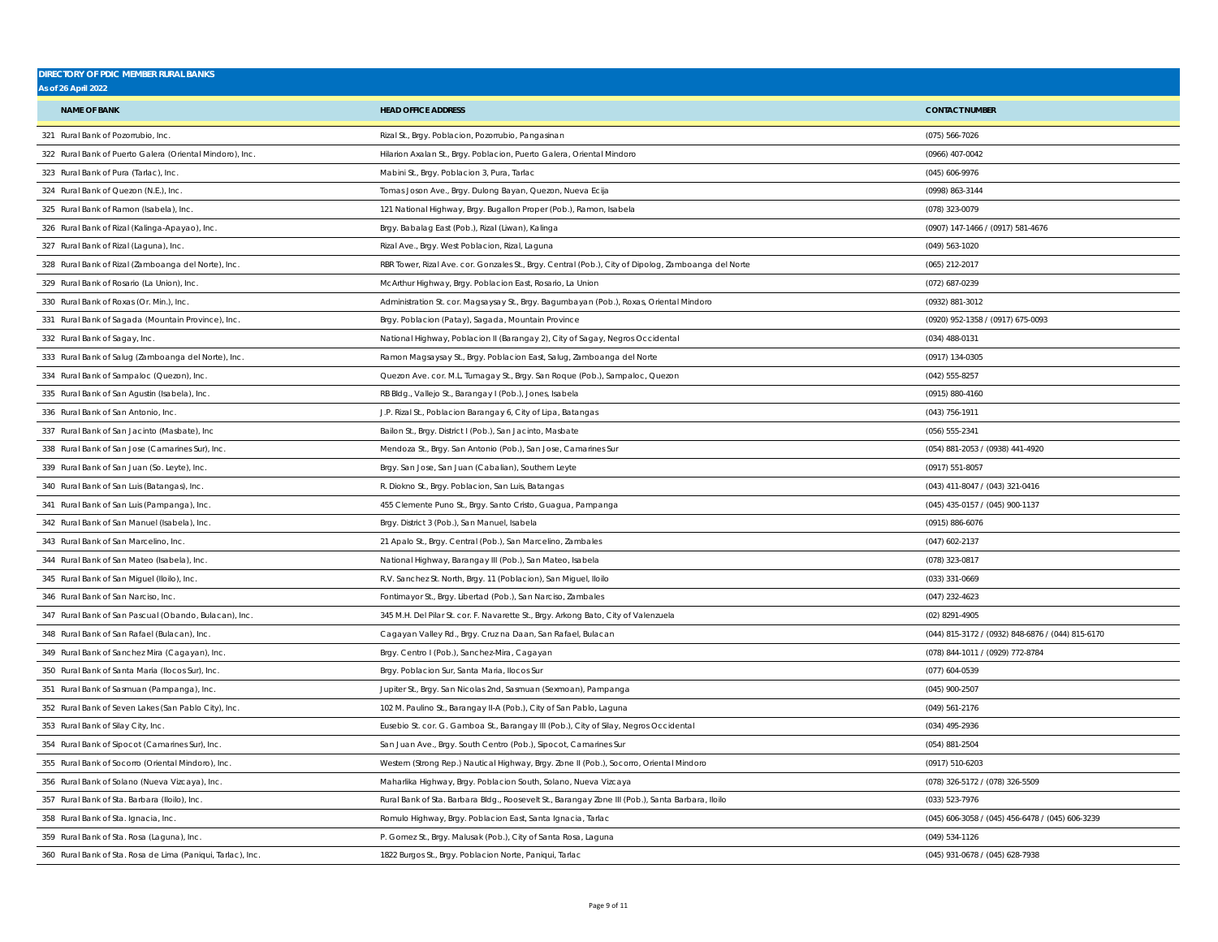**DIRECTORY OF PDIC MEMBER RURAL BANKS**
**As of 26 April 2022**

| NAME OF BANK | HEAD OFFICE ADDRESS | CONTACT NUMBER |
|---|---|---|
| 321 Rural Bank of Pozorrubio, Inc. | Rizal St., Brgy. Poblacion, Pozorrubio, Pangasinan | (075) 566-7026 |
| 322 Rural Bank of Puerto Galera (Oriental Mindoro), Inc. | Hilarion Axalan St., Brgy. Poblacion, Puerto Galera, Oriental Mindoro | (0966) 407-0042 |
| 323 Rural Bank of Pura (Tarlac), Inc. | Mabini St., Brgy. Poblacion 3, Pura, Tarlac | (045) 606-9976 |
| 324 Rural Bank of Quezon (N.E.), Inc. | Tomas Joson Ave., Brgy. Dulong Bayan, Quezon, Nueva Ecija | (0998) 863-3144 |
| 325 Rural Bank of Ramon (Isabela), Inc. | 121 National Highway, Brgy. Bugallon Proper (Pob.), Ramon, Isabela | (078) 323-0079 |
| 326 Rural Bank of Rizal (Kalinga-Apayao), Inc. | Brgy. Babalag East (Pob.), Rizal (Liwan), Kalinga | (0907) 147-1466 / (0917) 581-4676 |
| 327 Rural Bank of Rizal (Laguna), Inc. | Rizal Ave., Brgy. West Poblacion, Rizal, Laguna | (049) 563-1020 |
| 328 Rural Bank of Rizal (Zamboanga del Norte), Inc. | RBR Tower, Rizal Ave. cor. Gonzales St., Brgy. Central (Pob.), City of Dipolog, Zamboanga del Norte | (065) 212-2017 |
| 329 Rural Bank of Rosario (La Union), Inc. | McArthur Highway, Brgy. Poblacion East, Rosario, La Union | (072) 687-0239 |
| 330 Rural Bank of Roxas (Or. Min.), Inc. | Administration St. cor. Magsaysay St., Brgy. Bagumbayan (Pob.), Roxas, Oriental Mindoro | (0932) 881-3012 |
| 331 Rural Bank of Sagada (Mountain Province), Inc. | Brgy. Poblacion (Patay), Sagada, Mountain Province | (0920) 952-1358 / (0917) 675-0093 |
| 332 Rural Bank of Sagay, Inc. | National Highway, Poblacion II (Barangay 2), City of Sagay, Negros Occidental | (034) 488-0131 |
| 333 Rural Bank of Salug (Zamboanga del Norte), Inc. | Ramon Magsaysay St., Brgy. Poblacion East, Salug, Zamboanga del Norte | (0917) 134-0305 |
| 334 Rural Bank of Sampaloc (Quezon), Inc. | Quezon Ave. cor. M.L. Tumagay St., Brgy. San Roque (Pob.), Sampaloc, Quezon | (042) 555-8257 |
| 335 Rural Bank of San Agustin (Isabela), Inc. | RB Bldg., Vallejo St., Barangay I (Pob.), Jones, Isabela | (0915) 880-4160 |
| 336 Rural Bank of San Antonio, Inc. | J.P. Rizal St., Poblacion Barangay 6, City of Lipa, Batangas | (043) 756-1911 |
| 337 Rural Bank of San Jacinto (Masbate), Inc | Bailon St., Brgy. District I (Pob.), San Jacinto, Masbate | (056) 555-2341 |
| 338 Rural Bank of San Jose (Camarines Sur), Inc. | Mendoza St., Brgy. San Antonio (Pob.), San Jose, Camarines Sur | (054) 881-2053 / (0938) 441-4920 |
| 339 Rural Bank of San Juan (So. Leyte), Inc. | Brgy. San Jose, San Juan (Cabalian), Southern Leyte | (0917) 551-8057 |
| 340 Rural Bank of San Luis (Batangas), Inc. | R. Diokno St., Brgy. Poblacion, San Luis, Batangas | (043) 411-8047 / (043) 321-0416 |
| 341 Rural Bank of San Luis (Pampanga), Inc. | 455 Clemente Puno St., Brgy. Santo Cristo, Guagua, Pampanga | (045) 435-0157 / (045) 900-1137 |
| 342 Rural Bank of San Manuel (Isabela), Inc. | Brgy. District 3 (Pob.), San Manuel, Isabela | (0915) 886-6076 |
| 343 Rural Bank of San Marcelino, Inc. | 21 Apalo St., Brgy. Central (Pob.), San Marcelino, Zambales | (047) 602-2137 |
| 344 Rural Bank of San Mateo (Isabela), Inc. | National Highway, Barangay III (Pob.), San Mateo, Isabela | (078) 323-0817 |
| 345 Rural Bank of San Miguel (Iloilo), Inc. | R.V. Sanchez St. North, Brgy. 11 (Poblacion), San Miguel, Iloilo | (033) 331-0669 |
| 346 Rural Bank of San Narciso, Inc. | Fontimayor St., Brgy. Libertad (Pob.), San Narciso, Zambales | (047) 232-4623 |
| 347 Rural Bank of San Pascual (Obando, Bulacan), Inc. | 345 M.H. Del Pilar St. cor. F. Navarette St., Brgy. Arkong Bato, City of Valenzuela | (02) 8291-4905 |
| 348 Rural Bank of San Rafael (Bulacan), Inc. | Cagayan Valley Rd., Brgy. Cruz na Daan, San Rafael, Bulacan | (044) 815-3172 / (0932) 848-6876 / (044) 815-6170 |
| 349 Rural Bank of Sanchez Mira (Cagayan), Inc. | Brgy. Centro I (Pob.), Sanchez-Mira, Cagayan | (078) 844-1011 / (0929) 772-8784 |
| 350 Rural Bank of Santa Maria (Ilocos Sur), Inc. | Brgy. Poblacion Sur, Santa Maria, Ilocos Sur | (077) 604-0539 |
| 351 Rural Bank of Sasmuan (Pampanga), Inc. | Jupiter St., Brgy. San Nicolas 2nd, Sasmuan (Sexmoan), Pampanga | (045) 900-2507 |
| 352 Rural Bank of Seven Lakes (San Pablo City), Inc. | 102 M. Paulino St., Barangay II-A (Pob.), City of San Pablo, Laguna | (049) 561-2176 |
| 353 Rural Bank of Silay City, Inc. | Eusebio St. cor. G. Gamboa St., Barangay III (Pob.), City of Silay, Negros Occidental | (034) 495-2936 |
| 354 Rural Bank of Sipocot (Camarines Sur), Inc. | San Juan Ave., Brgy. South Centro (Pob.), Sipocot, Camarines Sur | (054) 881-2504 |
| 355 Rural Bank of Socorro (Oriental Mindoro), Inc. | Western (Strong Rep.) Nautical Highway, Brgy. Zone II (Pob.), Socorro, Oriental Mindoro | (0917) 510-6203 |
| 356 Rural Bank of Solano (Nueva Vizcaya), Inc. | Maharlika Highway, Brgy. Poblacion South, Solano, Nueva Vizcaya | (078) 326-5172 / (078) 326-5509 |
| 357 Rural Bank of Sta. Barbara (Iloilo), Inc. | Rural Bank of Sta. Barbara Bldg., Roosevelt St., Barangay Zone III (Pob.), Santa Barbara, Iloilo | (033) 523-7976 |
| 358 Rural Bank of Sta. Ignacia, Inc. | Romulo Highway, Brgy. Poblacion East, Santa Ignacia, Tarlac | (045) 606-3058 / (045) 456-6478 / (045) 606-3239 |
| 359 Rural Bank of Sta. Rosa (Laguna), Inc. | P. Gomez St., Brgy. Malusak (Pob.), City of Santa Rosa, Laguna | (049) 534-1126 |
| 360 Rural Bank of Sta. Rosa de Lima (Paniqui, Tarlac), Inc. | 1822 Burgos St., Brgy. Poblacion Norte, Paniqui, Tarlac | (045) 931-0678 / (045) 628-7938 |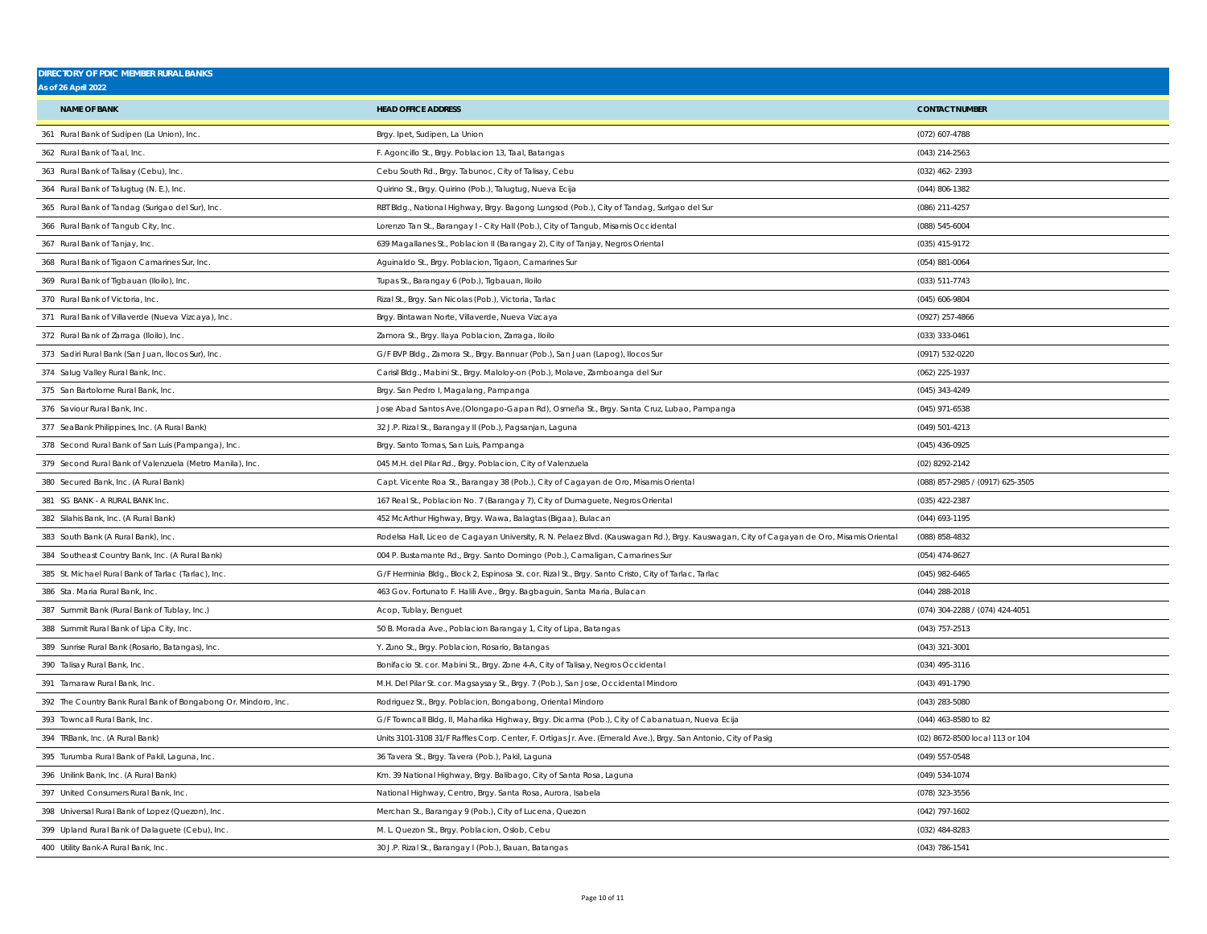**DIRECTORY OF PDIC MEMBER RURAL BANKS**
**As of 26 April 2022**

| NAME OF BANK | HEAD OFFICE ADDRESS | CONTACT NUMBER |
|---|---|---|
| 361 Rural Bank of Sudipen (La Union), Inc. | Brgy. Ipet, Sudipen, La Union | (072) 607-4788 |
| 362 Rural Bank of Taal, Inc. | F. Agoncillo St., Brgy. Poblacion 13, Taal, Batangas | (043) 214-2563 |
| 363 Rural Bank of Talisay (Cebu), Inc. | Cebu South Rd., Brgy. Tabunoc, City of Talisay, Cebu | (032) 462- 2393 |
| 364 Rural Bank of Talugtug (N. E.), Inc. | Quirino St., Brgy. Quirino (Pob.), Talugtug, Nueva Ecija | (044) 806-1382 |
| 365 Rural Bank of Tandag (Surigao del Sur), Inc. | RBT Bldg., National Highway, Brgy. Bagong Lungsod (Pob.), City of Tandag, Surigao del Sur | (086) 211-4257 |
| 366 Rural Bank of Tangub City, Inc. | Lorenzo Tan St., Barangay I - City Hall (Pob.), City of Tangub, Misamis Occidental | (088) 545-6004 |
| 367 Rural Bank of Tanjay, Inc. | 639 Magallanes St., Poblacion II (Barangay 2), City of Tanjay, Negros Oriental | (035) 415-9172 |
| 368 Rural Bank of Tigaon Camarines Sur, Inc. | Aguinaldo St., Brgy. Poblacion, Tigaon, Camarines Sur | (054) 881-0064 |
| 369 Rural Bank of Tigbauan (Iloilo), Inc. | Tupas St., Barangay 6 (Pob.), Tigbauan, Iloilo | (033) 511-7743 |
| 370 Rural Bank of Victoria, Inc. | Rizal St., Brgy. San Nicolas (Pob.), Victoria, Tarlac | (045) 606-9804 |
| 371 Rural Bank of Villaverde (Nueva Vizcaya), Inc. | Brgy. Bintawan Norte, Villaverde, Nueva Vizcaya | (0927) 257-4866 |
| 372 Rural Bank of Zarraga (Iloilo), Inc. | Zamora St., Brgy. Ilaya Poblacion, Zarraga, Iloilo | (033) 333-0461 |
| 373 Sadiri Rural Bank (San Juan, Ilocos Sur), Inc. | G/F BVP Bldg., Zamora St., Brgy. Bannuar (Pob.), San Juan (Lapog), Ilocos Sur | (0917) 532-0220 |
| 374 Salug Valley Rural Bank, Inc. | Carisil Bldg., Mabini St., Brgy. Maloloy-on (Pob.), Molave, Zamboanga del Sur | (062) 225-1937 |
| 375 San Bartolome Rural Bank, Inc. | Brgy. San Pedro I, Magalang, Pampanga | (045) 343-4249 |
| 376 Saviour Rural Bank, Inc. | Jose Abad Santos Ave.(Olongapo-Gapan Rd), Osmeña St., Brgy. Santa Cruz, Lubao, Pampanga | (045) 971-6538 |
| 377 SeaBank Philippines, Inc. (A Rural Bank) | 32 J.P. Rizal St., Barangay II (Pob.), Pagsanjan, Laguna | (049) 501-4213 |
| 378 Second Rural Bank of San Luis (Pampanga), Inc. | Brgy. Santo Tomas, San Luis, Pampanga | (045) 436-0925 |
| 379 Second Rural Bank of Valenzuela (Metro Manila), Inc. | 045 M.H. del Pilar Rd., Brgy. Poblacion, City of Valenzuela | (02) 8292-2142 |
| 380 Secured Bank, Inc. (A Rural Bank) | Capt. Vicente Roa St., Barangay 38 (Pob.), City of Cagayan de Oro, Misamis Oriental | (088) 857-2985 / (0917) 625-3505 |
| 381 SG BANK - A RURAL BANK Inc. | 167 Real St., Poblacion No. 7 (Barangay 7), City of Dumaguete, Negros Oriental | (035) 422-2387 |
| 382 Silahis Bank, Inc. (A Rural Bank) | 452 McArthur Highway, Brgy. Wawa, Balagtas (Bigaa), Bulacan | (044) 693-1195 |
| 383 South Bank (A Rural Bank), Inc. | Rodelsa Hall, Liceo de Cagayan University, R. N. Pelaez Blvd. (Kauswagan Rd.), Brgy. Kauswagan, City of Cagayan de Oro, Misamis Oriental | (088) 858-4832 |
| 384 Southeast Country Bank, Inc. (A Rural Bank) | 004 P. Bustamante Rd., Brgy. Santo Domingo (Pob.), Camaligan, Camarines Sur | (054) 474-8627 |
| 385 St. Michael Rural Bank of Tarlac (Tarlac), Inc. | G/F Herminia Bldg., Block 2, Espinosa St. cor. Rizal St., Brgy. Santo Cristo, City of Tarlac, Tarlac | (045) 982-6465 |
| 386 Sta. Maria Rural Bank, Inc. | 463 Gov. Fortunato F. Halili Ave., Brgy. Bagbaguin, Santa Maria, Bulacan | (044) 288-2018 |
| 387 Summit Bank (Rural Bank of Tublay, Inc.) | Acop, Tublay, Benguet | (074) 304-2288 / (074) 424-4051 |
| 388 Summit Rural Bank of Lipa City, Inc. | 50 B. Morada Ave., Poblacion Barangay 1, City of Lipa, Batangas | (043) 757-2513 |
| 389 Sunrise Rural Bank (Rosario, Batangas), Inc. | Y. Zuno St., Brgy. Poblacion, Rosario, Batangas | (043) 321-3001 |
| 390 Talisay Rural Bank, Inc. | Bonifacio St. cor. Mabini St., Brgy. Zone 4-A, City of Talisay, Negros Occidental | (034) 495-3116 |
| 391 Tamaraw Rural Bank, Inc. | M.H. Del Pilar St. cor. Magsaysay St., Brgy. 7 (Pob.), San Jose, Occidental Mindoro | (043) 491-1790 |
| 392 The Country Bank Rural Bank of Bongabong Or. Mindoro, Inc. | Rodriguez St., Brgy. Poblacion, Bongabong, Oriental Mindoro | (043) 283-5080 |
| 393 Towncall Rural Bank, Inc. | G/F Towncall Bldg. II, Maharlika Highway, Brgy. Dicarma (Pob.), City of Cabanatuan, Nueva Ecija | (044) 463-8580 to 82 |
| 394 TRBank, Inc. (A Rural Bank) | Units 3101-3108 31/F Raffles Corp. Center, F. Ortigas Jr. Ave. (Emerald Ave.), Brgy. San Antonio, City of Pasig | (02) 8672-8500 local 113 or 104 |
| 395 Turumba Rural Bank of Pakil, Laguna, Inc. | 36 Tavera St., Brgy. Tavera (Pob.), Pakil, Laguna | (049) 557-0548 |
| 396 Unilink Bank, Inc. (A Rural Bank) | Km. 39 National Highway, Brgy. Balibago, City of Santa Rosa, Laguna | (049) 534-1074 |
| 397 United Consumers Rural Bank, Inc. | National Highway, Centro, Brgy. Santa Rosa, Aurora, Isabela | (078) 323-3556 |
| 398 Universal Rural Bank of Lopez (Quezon), Inc. | Merchan St., Barangay 9 (Pob.), City of Lucena, Quezon | (042) 797-1602 |
| 399 Upland Rural Bank of Dalaguete (Cebu), Inc. | M. L. Quezon St., Brgy. Poblacion, Oslob, Cebu | (032) 484-8283 |
| 400 Utility Bank-A Rural Bank, Inc. | 30 J.P. Rizal St., Barangay I (Pob.), Bauan, Batangas | (043) 786-1541 |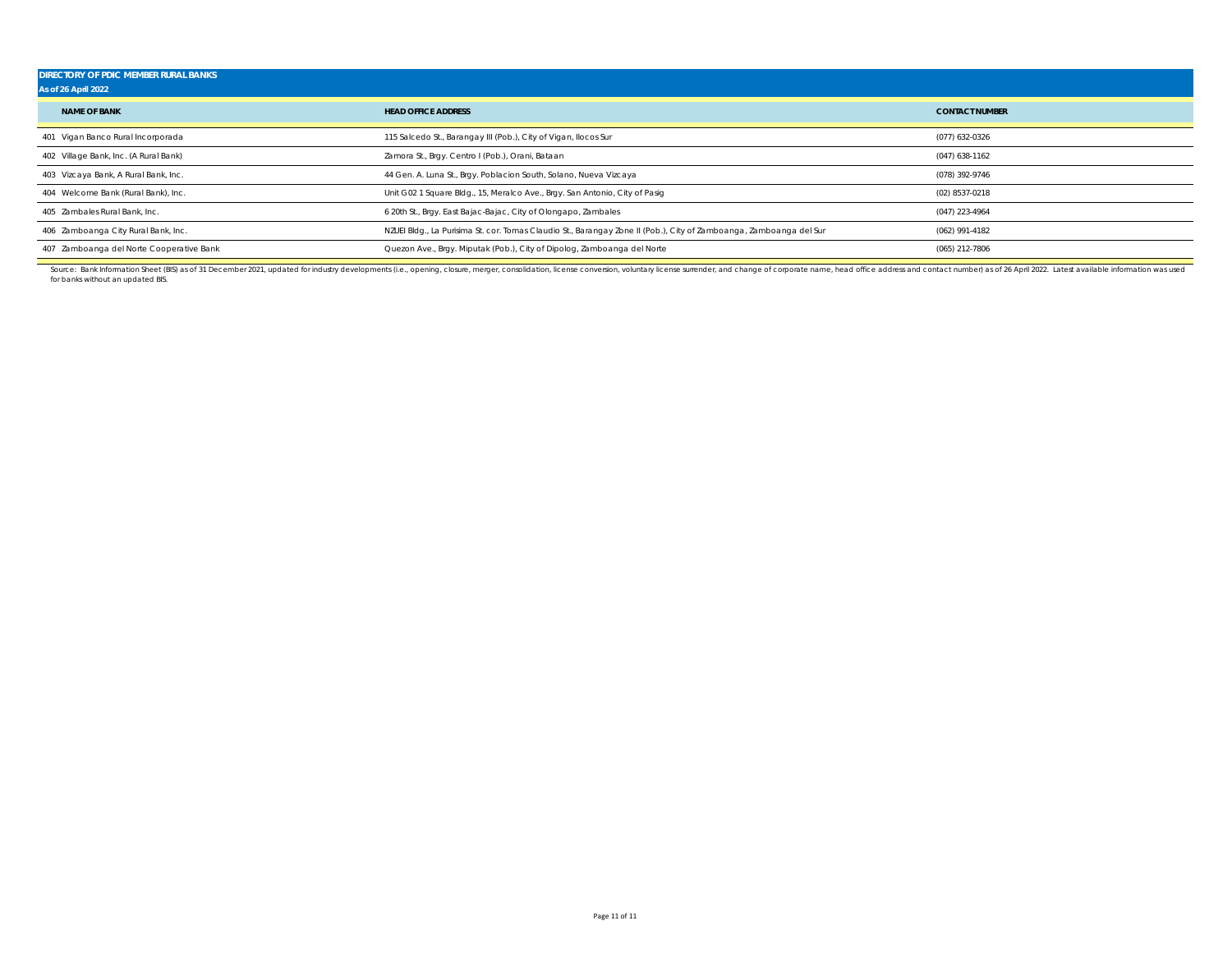**DIRECTORY OF PDIC MEMBER RURAL BANKS**
**As of 26 April 2022**

| | NAME OF BANK | HEAD OFFICE ADDRESS | CONTACT NUMBER |
|---|---|---|---|
| 401 | Vigan Banco Rural Incorporada | 115 Salcedo St., Barangay III (Pob.), City of Vigan, Ilocos Sur | (077) 632-0326 |
| 402 | Village Bank, Inc. (A Rural Bank) | Zamora St., Brgy. Centro I (Pob.), Orani, Bataan | (047) 638-1162 |
| 403 | Vizcaya Bank, A Rural Bank, Inc. | 44 Gen. A. Luna St., Brgy. Poblacion South, Solano, Nueva Vizcaya | (078) 392-9746 |
| 404 | Welcome Bank (Rural Bank), Inc. | Unit G02 1 Square Bldg., 15, Meralco Ave., Brgy. San Antonio, City of Pasig | (02) 8537-0218 |
| 405 | Zambales Rural Bank, Inc. | 6 20th St., Brgy. East Bajac-Bajac, City of Olongapo, Zambales | (047) 223-4964 |
| 406 | Zamboanga City Rural Bank, Inc. | NZUEI Bldg., La Purisima St. cor. Tomas Claudio St., Barangay Zone II (Pob.), City of Zamboanga, Zamboanga del Sur | (062) 991-4182 |
| 407 | Zamboanga del Norte Cooperative Bank | Quezon Ave., Brgy. Miputak (Pob.), City of Dipolog, Zamboanga del Norte | (065) 212-7806 |

Source: Bank Information Sheet (BIS) as of 31 December 2021, updated for industry developments (i.e., opening, closure, merger, consolidation, license conversion, voluntary license surrender, and change of corporate name, head office address and contact number) as of 26 April 2022. Latest available information was used for banks without an updated BIS.